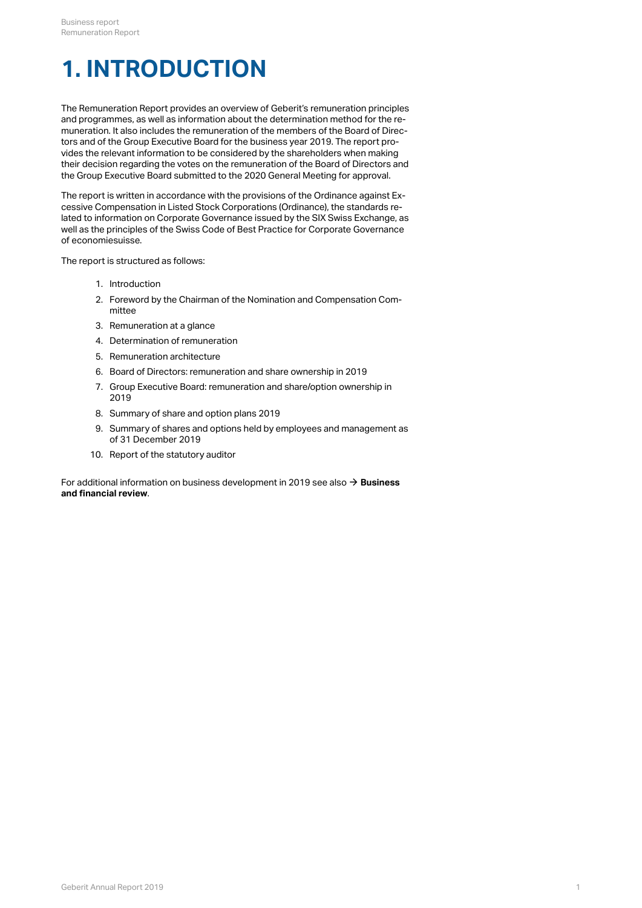# 1. INTRODUCTION

The Remuneration Report provides an overview of Geberit's remuneration principles and programmes, as well as information about the determination method for the remuneration. It also includes the remuneration of the members of the Board of Directors and of the Group Executive Board for the business year 2019. The report provides the relevant information to be considered by the shareholders when making their decision regarding the votes on the remuneration of the Board of Directors and the Group Executive Board submitted to the 2020 General Meeting for approval.

The report is written in accordance with the provisions of the Ordinance against Excessive Compensation in Listed Stock Corporations (Ordinance), the standards related to information on Corporate Governance issued by the SIX Swiss Exchange, as well as the principles of the Swiss Code of Best Practice for Corporate Governance of economiesuisse.

The report is structured as follows:

1. Introduction
2. Foreword by the Chairman of the Nomination and Compensation Committee
3. Remuneration at a glance
4. Determination of remuneration
5. Remuneration architecture
6. Board of Directors: remuneration and share ownership in 2019
7. Group Executive Board: remuneration and share/option ownership in 2019
8. Summary of share and option plans 2019
9. Summary of shares and options held by employees and management as of 31 December 2019
10. Report of the statutory auditor

For additional information on business development in 2019 see also → **Business and financial review**.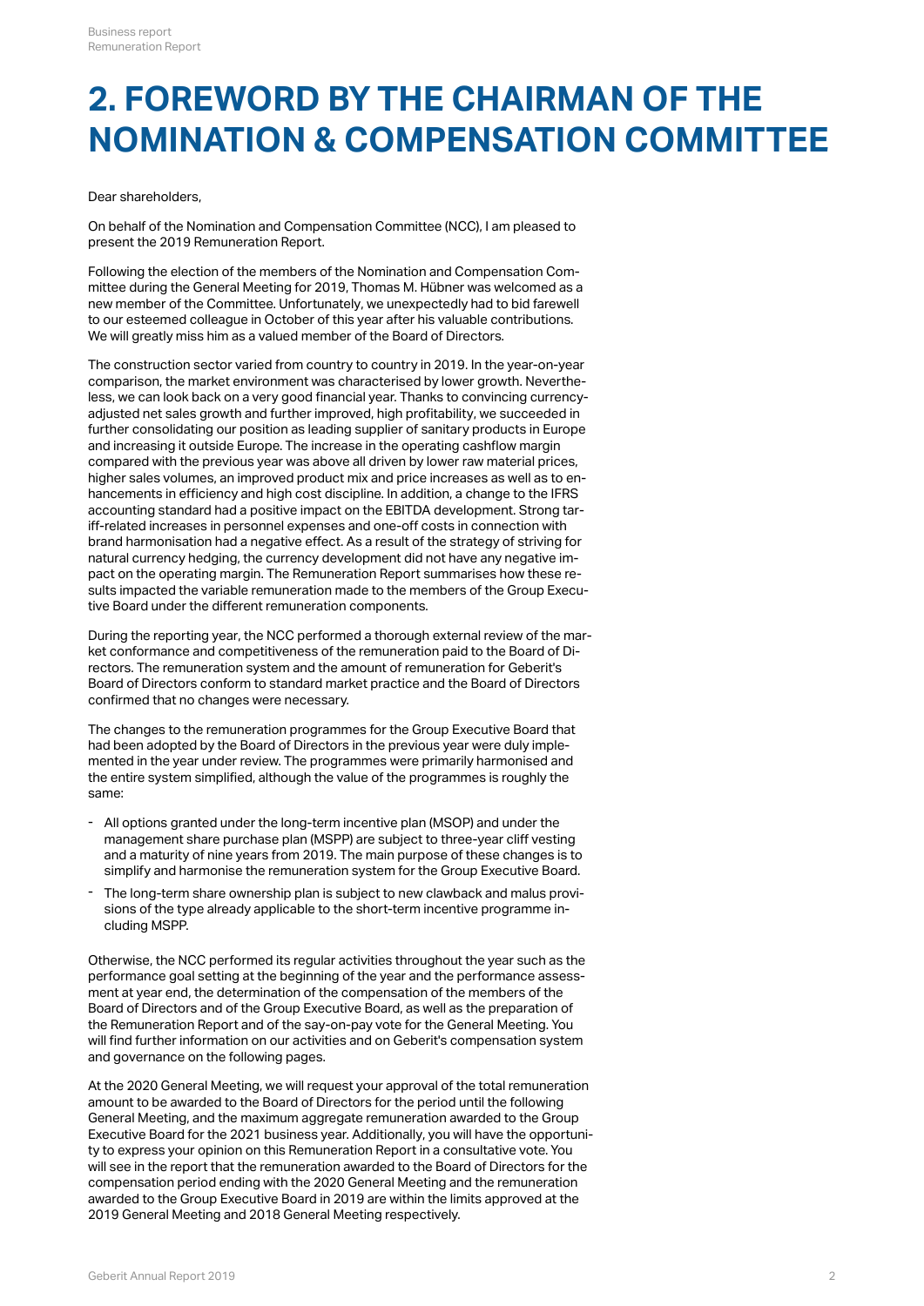# 2. FOREWORD BY THE CHAIRMAN OF THE NOMINATION & COMPENSATION COMMITTEE

Dear shareholders,

On behalf of the Nomination and Compensation Committee (NCC), I am pleased to present the 2019 Remuneration Report.

Following the election of the members of the Nomination and Compensation Committee during the General Meeting for 2019, Thomas M. Hübner was welcomed as a new member of the Committee. Unfortunately, we unexpectedly had to bid farewell to our esteemed colleague in October of this year after his valuable contributions. We will greatly miss him as a valued member of the Board of Directors.

The construction sector varied from country to country in 2019. In the year-on-year comparison, the market environment was characterised by lower growth. Nevertheless, we can look back on a very good financial year. Thanks to convincing currency-adjusted net sales growth and further improved, high profitability, we succeeded in further consolidating our position as leading supplier of sanitary products in Europe and increasing it outside Europe. The increase in the operating cashflow margin compared with the previous year was above all driven by lower raw material prices, higher sales volumes, an improved product mix and price increases as well as to enhancements in efficiency and high cost discipline. In addition, a change to the IFRS accounting standard had a positive impact on the EBITDA development. Strong tariff-related increases in personnel expenses and one-off costs in connection with brand harmonisation had a negative effect. As a result of the strategy of striving for natural currency hedging, the currency development did not have any negative impact on the operating margin. The Remuneration Report summarises how these results impacted the variable remuneration made to the members of the Group Executive Board under the different remuneration components.

During the reporting year, the NCC performed a thorough external review of the market conformance and competitiveness of the remuneration paid to the Board of Directors. The remuneration system and the amount of remuneration for Geberit's Board of Directors conform to standard market practice and the Board of Directors confirmed that no changes were necessary.

The changes to the remuneration programmes for the Group Executive Board that had been adopted by the Board of Directors in the previous year were duly implemented in the year under review. The programmes were primarily harmonised and the entire system simplified, although the value of the programmes is roughly the same:

- All options granted under the long-term incentive plan (MSOP) and under the management share purchase plan (MSPP) are subject to three-year cliff vesting and a maturity of nine years from 2019. The main purpose of these changes is to simplify and harmonise the remuneration system for the Group Executive Board.
- The long-term share ownership plan is subject to new clawback and malus provisions of the type already applicable to the short-term incentive programme including MSPP.

Otherwise, the NCC performed its regular activities throughout the year such as the performance goal setting at the beginning of the year and the performance assessment at year end, the determination of the compensation of the members of the Board of Directors and of the Group Executive Board, as well as the preparation of the Remuneration Report and of the say-on-pay vote for the General Meeting. You will find further information on our activities and on Geberit's compensation system and governance on the following pages.

At the 2020 General Meeting, we will request your approval of the total remuneration amount to be awarded to the Board of Directors for the period until the following General Meeting, and the maximum aggregate remuneration awarded to the Group Executive Board for the 2021 business year. Additionally, you will have the opportunity to express your opinion on this Remuneration Report in a consultative vote. You will see in the report that the remuneration awarded to the Board of Directors for the compensation period ending with the 2020 General Meeting and the remuneration awarded to the Group Executive Board in 2019 are within the limits approved at the 2019 General Meeting and 2018 General Meeting respectively.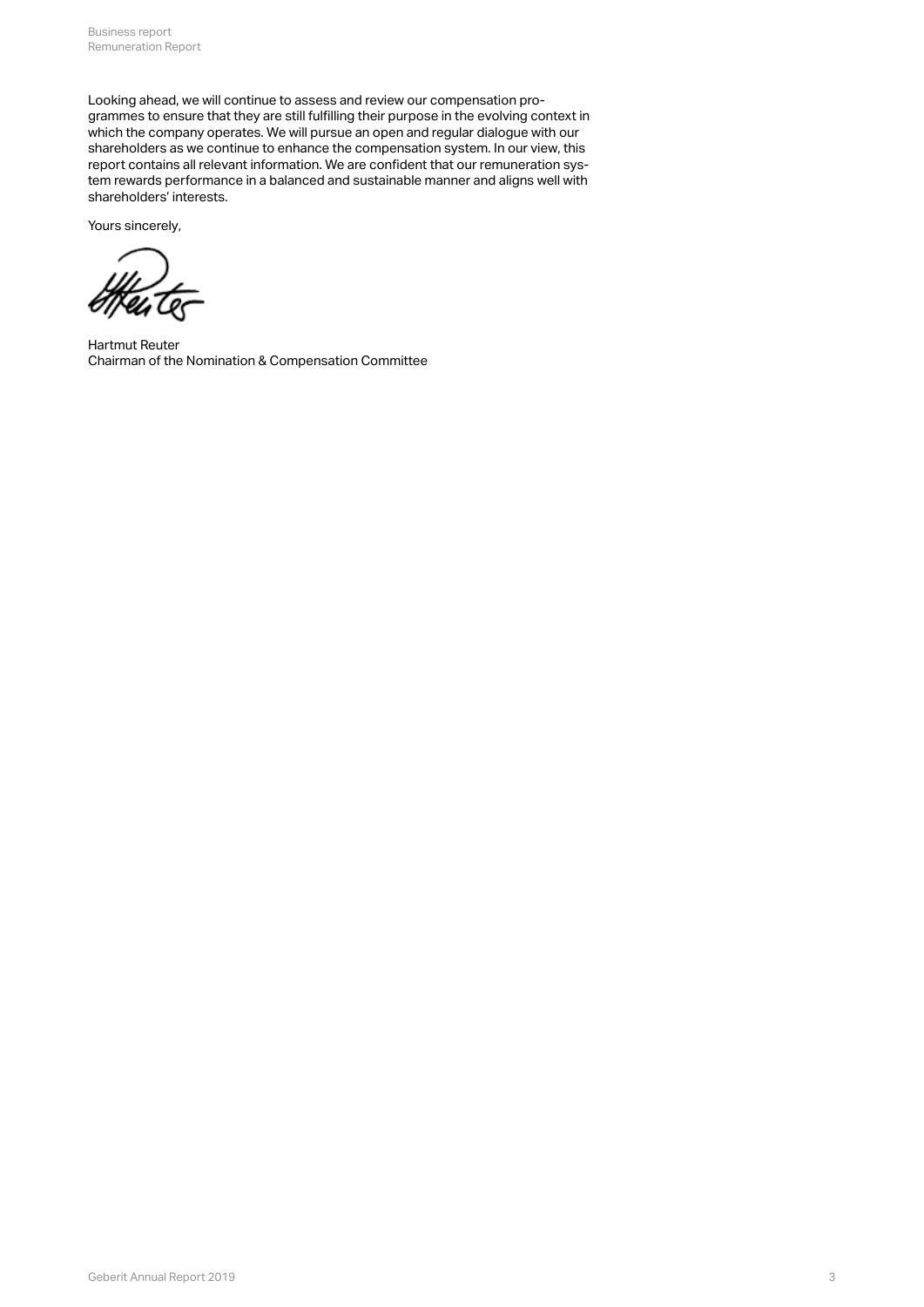Looking ahead, we will continue to assess and review our compensation programmes to ensure that they are still fulfilling their purpose in the evolving context in which the company operates. We will pursue an open and regular dialogue with our shareholders as we continue to enhance the compensation system. In our view, this report contains all relevant information. We are confident that our remuneration system rewards performance in a balanced and sustainable manner and aligns well with shareholders' interests.

Yours sincerely,

Hartmut Reuter
Chairman of the Nomination & Compensation Committee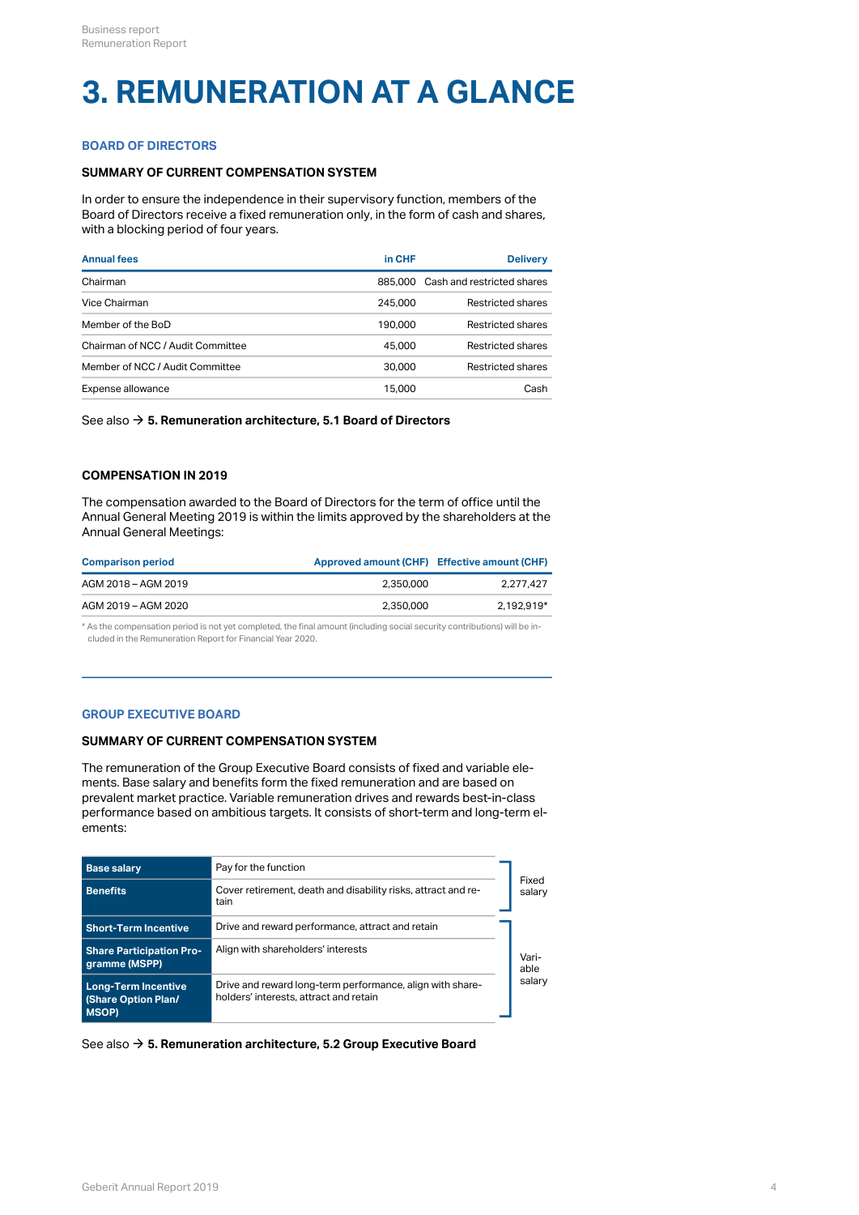# 3. REMUNERATION AT A GLANCE

## BOARD OF DIRECTORS

### SUMMARY OF CURRENT COMPENSATION SYSTEM

In order to ensure the independence in their supervisory function, members of the Board of Directors receive a fixed remuneration only, in the form of cash and shares, with a blocking period of four years.

| Annual fees | in CHF | Delivery |
|---|---|---|
| Chairman | 885,000 | Cash and restricted shares |
| Vice Chairman | 245,000 | Restricted shares |
| Member of the BoD | 190,000 | Restricted shares |
| Chairman of NCC / Audit Committee | 45,000 | Restricted shares |
| Member of NCC / Audit Committee | 30,000 | Restricted shares |
| Expense allowance | 15,000 | Cash |

See also → **5. Remuneration architecture, 5.1 Board of Directors**

### COMPENSATION IN 2019

The compensation awarded to the Board of Directors for the term of office until the Annual General Meeting 2019 is within the limits approved by the shareholders at the Annual General Meetings:

| Comparison period | Approved amount (CHF) | Effective amount (CHF) |
|---|---|---|
| AGM 2018 – AGM 2019 | 2,350,000 | 2,277,427 |
| AGM 2019 – AGM 2020 | 2,350,000 | 2,192,919* |

* As the compensation period is not yet completed, the final amount (including social security contributions) will be included in the Remuneration Report for Financial Year 2020.

## GROUP EXECUTIVE BOARD

### SUMMARY OF CURRENT COMPENSATION SYSTEM

The remuneration of the Group Executive Board consists of fixed and variable elements. Base salary and benefits form the fixed remuneration and are based on prevalent market practice. Variable remuneration drives and rewards best-in-class performance based on ambitious targets. It consists of short-term and long-term elements:

| Component | Purpose | Type |
|---|---|---|
| **Base salary** | Pay for the function | Fixed salary |
| **Benefits** | Cover retirement, death and disability risks, attract and retain | Fixed salary |
| **Short-Term Incentive** | Drive and reward performance, attract and retain | Variable salary |
| **Share Participation Programme (MSPP)** | Align with shareholders' interests | Variable salary |
| **Long-Term Incentive (Share Option Plan/ MSOP)** | Drive and reward long-term performance, align with shareholders' interests, attract and retain | Variable salary |

See also → **5. Remuneration architecture, 5.2 Group Executive Board**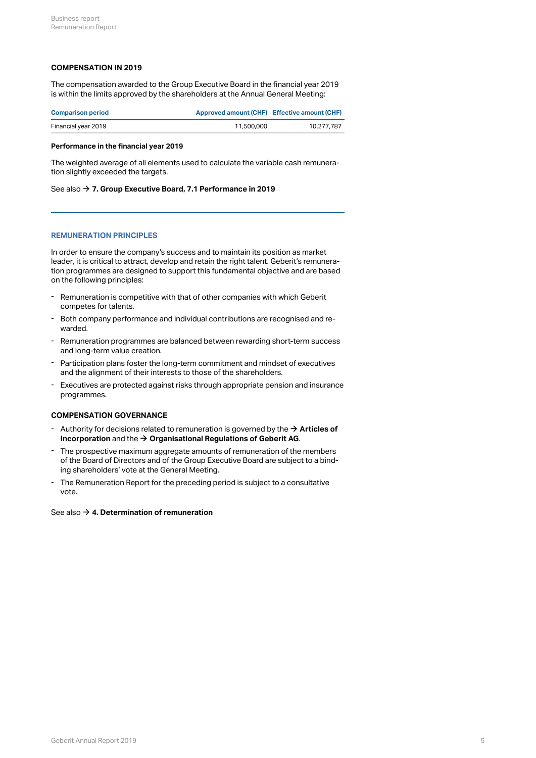## COMPENSATION IN 2019

The compensation awarded to the Group Executive Board in the financial year 2019 is within the limits approved by the shareholders at the Annual General Meeting:

| Comparison period | Approved amount (CHF) | Effective amount (CHF) |
|---|---|---|
| Financial year 2019 | 11,500,000 | 10,277,787 |

**Performance in the financial year 2019**

The weighted average of all elements used to calculate the variable cash remuneration slightly exceeded the targets.

See also → **7. Group Executive Board, 7.1 Performance in 2019**

## REMUNERATION PRINCIPLES

In order to ensure the company's success and to maintain its position as market leader, it is critical to attract, develop and retain the right talent. Geberit's remuneration programmes are designed to support this fundamental objective and are based on the following principles:

- Remuneration is competitive with that of other companies with which Geberit competes for talents.
- Both company performance and individual contributions are recognised and rewarded.
- Remuneration programmes are balanced between rewarding short-term success and long-term value creation.
- Participation plans foster the long-term commitment and mindset of executives and the alignment of their interests to those of the shareholders.
- Executives are protected against risks through appropriate pension and insurance programmes.

## COMPENSATION GOVERNANCE

- Authority for decisions related to remuneration is governed by the → **Articles of Incorporation** and the → **Organisational Regulations of Geberit AG**.
- The prospective maximum aggregate amounts of remuneration of the members of the Board of Directors and of the Group Executive Board are subject to a binding shareholders' vote at the General Meeting.
- The Remuneration Report for the preceding period is subject to a consultative vote.

See also → **4. Determination of remuneration**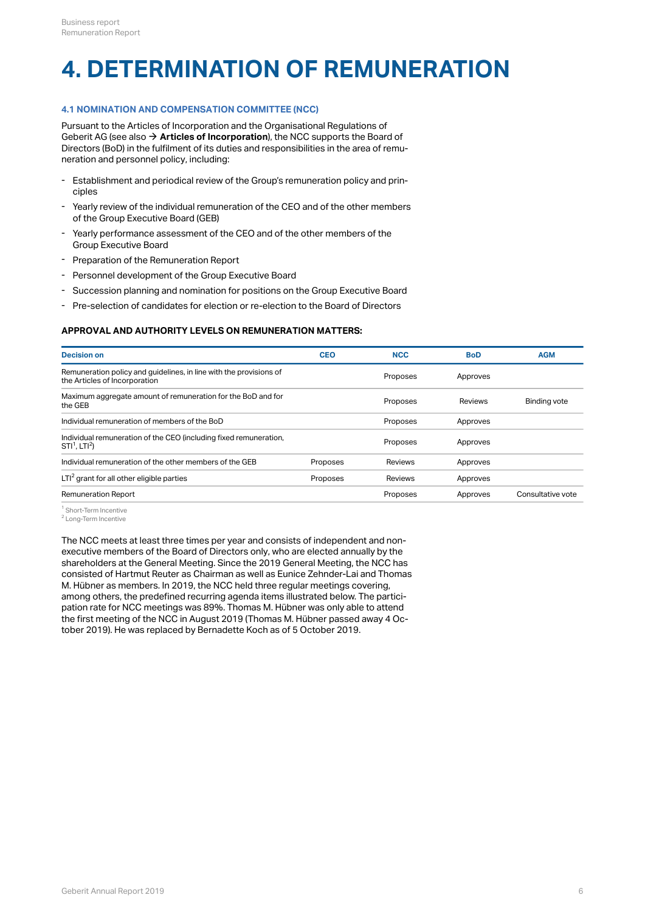# 4. DETERMINATION OF REMUNERATION

### 4.1 NOMINATION AND COMPENSATION COMMITTEE (NCC)

Pursuant to the Articles of Incorporation and the Organisational Regulations of Geberit AG (see also → **Articles of Incorporation**), the NCC supports the Board of Directors (BoD) in the fulfilment of its duties and responsibilities in the area of remuneration and personnel policy, including:

- Establishment and periodical review of the Group's remuneration policy and principles
- Yearly review of the individual remuneration of the CEO and of the other members of the Group Executive Board (GEB)
- Yearly performance assessment of the CEO and of the other members of the Group Executive Board
- Preparation of the Remuneration Report
- Personnel development of the Group Executive Board
- Succession planning and nomination for positions on the Group Executive Board
- Pre-selection of candidates for election or re-election to the Board of Directors

**APPROVAL AND AUTHORITY LEVELS ON REMUNERATION MATTERS:**

| Decision on | CEO | NCC | BoD | AGM |
|---|---|---|---|---|
| Remuneration policy and guidelines, in line with the provisions of the Articles of Incorporation | | Proposes | Approves | |
| Maximum aggregate amount of remuneration for the BoD and for the GEB | | Proposes | Reviews | Binding vote |
| Individual remuneration of members of the BoD | | Proposes | Approves | |
| Individual remuneration of the CEO (including fixed remuneration, STI[1], LTI[2]) | | Proposes | Approves | |
| Individual remuneration of the other members of the GEB | Proposes | Reviews | Approves | |
| LTI[2] grant for all other eligible parties | Proposes | Reviews | Approves | |
| Remuneration Report | | Proposes | Approves | Consultative vote |

[1] Short-Term Incentive
[2] Long-Term Incentive

The NCC meets at least three times per year and consists of independent and non-executive members of the Board of Directors only, who are elected annually by the shareholders at the General Meeting. Since the 2019 General Meeting, the NCC has consisted of Hartmut Reuter as Chairman as well as Eunice Zehnder-Lai and Thomas M. Hübner as members. In 2019, the NCC held three regular meetings covering, among others, the predefined recurring agenda items illustrated below. The participation rate for NCC meetings was 89%. Thomas M. Hübner was only able to attend the first meeting of the NCC in August 2019 (Thomas M. Hübner passed away 4 October 2019). He was replaced by Bernadette Koch as of 5 October 2019.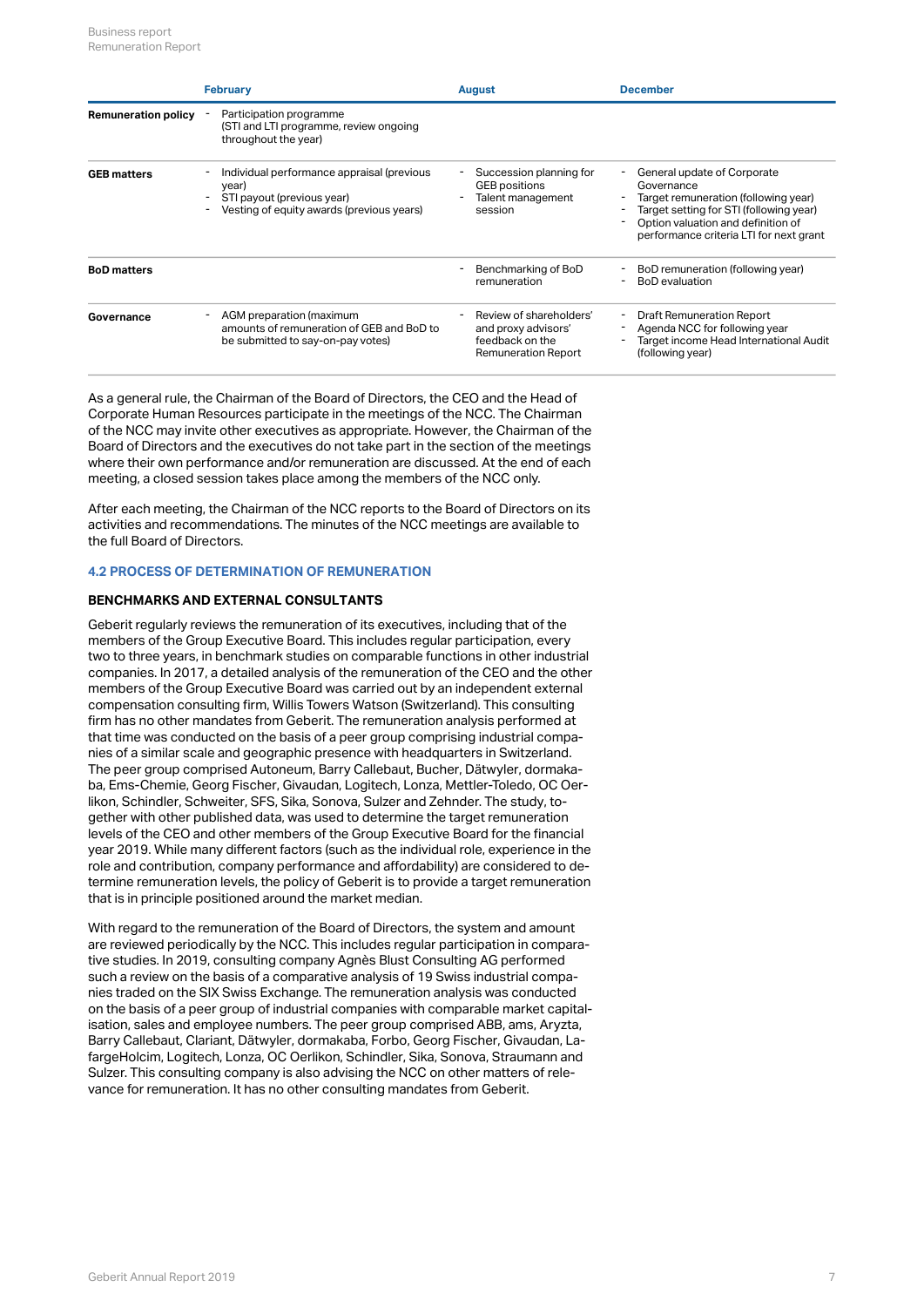| | February | August | December |
|---|---|---|---|
| **Remuneration policy** | - Participation programme (STI and LTI programme, review ongoing throughout the year) | | |
| **GEB matters** | - Individual performance appraisal (previous year)<br>- STI payout (previous year)<br>- Vesting of equity awards (previous years) | - Succession planning for GEB positions<br>- Talent management session | - General update of Corporate Governance<br>- Target remuneration (following year)<br>- Target setting for STI (following year)<br>- Option valuation and definition of performance criteria LTI for next grant |
| **BoD matters** | | - Benchmarking of BoD remuneration | - BoD remuneration (following year)<br>- BoD evaluation |
| **Governance** | - AGM preparation (maximum amounts of remuneration of GEB and BoD to be submitted to say-on-pay votes) | - Review of shareholders' and proxy advisors' feedback on the Remuneration Report | - Draft Remuneration Report<br>- Agenda NCC for following year<br>- Target income Head International Audit (following year) |

As a general rule, the Chairman of the Board of Directors, the CEO and the Head of Corporate Human Resources participate in the meetings of the NCC. The Chairman of the NCC may invite other executives as appropriate. However, the Chairman of the Board of Directors and the executives do not take part in the section of the meetings where their own performance and/or remuneration are discussed. At the end of each meeting, a closed session takes place among the members of the NCC only.

After each meeting, the Chairman of the NCC reports to the Board of Directors on its activities and recommendations. The minutes of the NCC meetings are available to the full Board of Directors.

## 4.2 PROCESS OF DETERMINATION OF REMUNERATION

### BENCHMARKS AND EXTERNAL CONSULTANTS

Geberit regularly reviews the remuneration of its executives, including that of the members of the Group Executive Board. This includes regular participation, every two to three years, in benchmark studies on comparable functions in other industrial companies. In 2017, a detailed analysis of the remuneration of the CEO and the other members of the Group Executive Board was carried out by an independent external compensation consulting firm, Willis Towers Watson (Switzerland). This consulting firm has no other mandates from Geberit. The remuneration analysis performed at that time was conducted on the basis of a peer group comprising industrial companies of a similar scale and geographic presence with headquarters in Switzerland. The peer group comprised Autoneum, Barry Callebaut, Bucher, Dätwyler, dormakaba, Ems-Chemie, Georg Fischer, Givaudan, Logitech, Lonza, Mettler-Toledo, OC Oerlikon, Schindler, Schweiter, SFS, Sika, Sonova, Sulzer and Zehnder. The study, together with other published data, was used to determine the target remuneration levels of the CEO and other members of the Group Executive Board for the financial year 2019. While many different factors (such as the individual role, experience in the role and contribution, company performance and affordability) are considered to determine remuneration levels, the policy of Geberit is to provide a target remuneration that is in principle positioned around the market median.

With regard to the remuneration of the Board of Directors, the system and amount are reviewed periodically by the NCC. This includes regular participation in comparative studies. In 2019, consulting company Agnès Blust Consulting AG performed such a review on the basis of a comparative analysis of 19 Swiss industrial companies traded on the SIX Swiss Exchange. The remuneration analysis was conducted on the basis of a peer group of industrial companies with comparable market capitalisation, sales and employee numbers. The peer group comprised ABB, ams, Aryzta, Barry Callebaut, Clariant, Dätwyler, dormakaba, Forbo, Georg Fischer, Givaudan, LafargeHolcim, Logitech, Lonza, OC Oerlikon, Schindler, Sika, Sonova, Straumann and Sulzer. This consulting company is also advising the NCC on other matters of relevance for remuneration. It has no other consulting mandates from Geberit.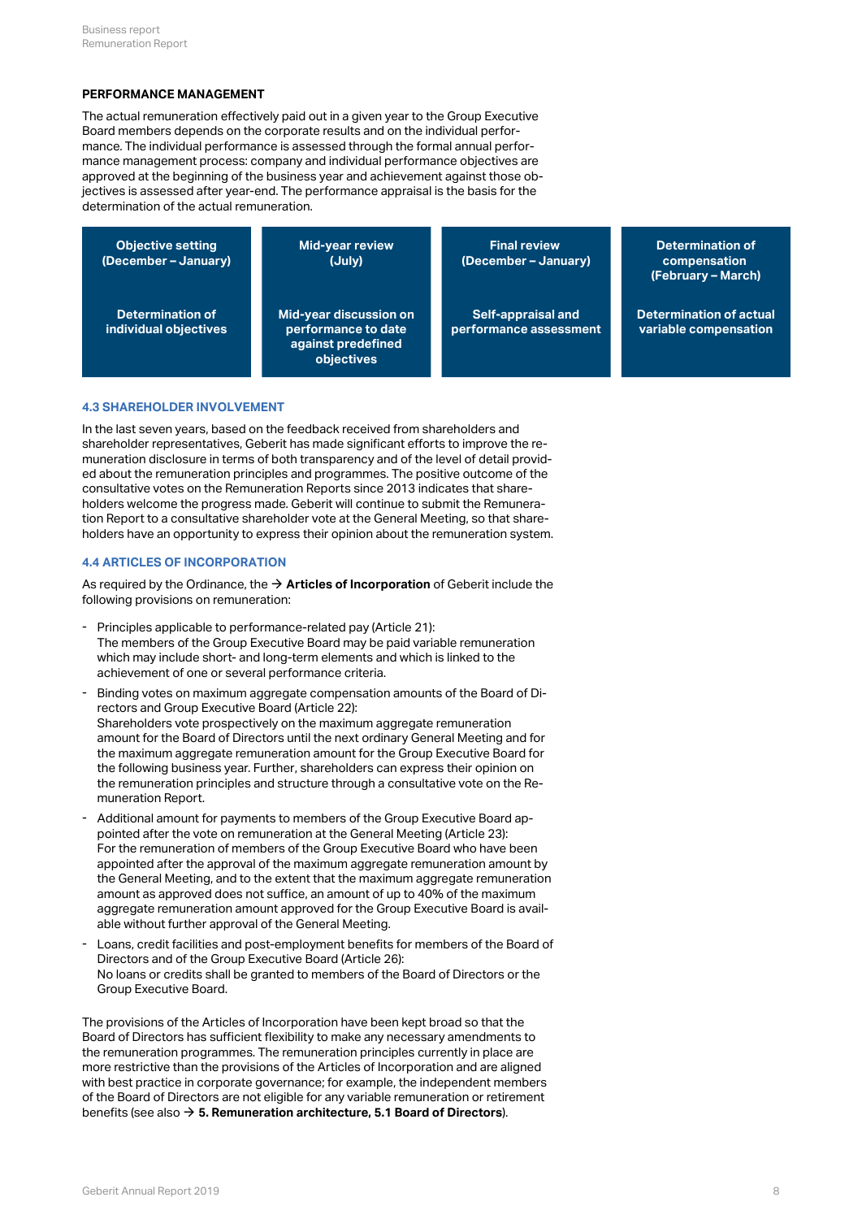### PERFORMANCE MANAGEMENT

The actual remuneration effectively paid out in a given year to the Group Executive Board members depends on the corporate results and on the individual performance. The individual performance is assessed through the formal annual performance management process: company and individual performance objectives are approved at the beginning of the business year and achievement against those objectives is assessed after year-end. The performance appraisal is the basis for the determination of the actual remuneration.

| Objective setting (December – January) | Mid-year review (July) | Final review (December – January) | Determination of compensation (February – March) |
|---|---|---|---|
| Determination of individual objectives | Mid-year discussion on performance to date against predefined objectives | Self-appraisal and performance assessment | Determination of actual variable compensation |

## 4.3 SHAREHOLDER INVOLVEMENT

In the last seven years, based on the feedback received from shareholders and shareholder representatives, Geberit has made significant efforts to improve the remuneration disclosure in terms of both transparency and of the level of detail provided about the remuneration principles and programmes. The positive outcome of the consultative votes on the Remuneration Reports since 2013 indicates that shareholders welcome the progress made. Geberit will continue to submit the Remuneration Report to a consultative shareholder vote at the General Meeting, so that shareholders have an opportunity to express their opinion about the remuneration system.

## 4.4 ARTICLES OF INCORPORATION

As required by the Ordinance, the → **Articles of Incorporation** of Geberit include the following provisions on remuneration:

- Principles applicable to performance-related pay (Article 21):
  The members of the Group Executive Board may be paid variable remuneration which may include short- and long-term elements and which is linked to the achievement of one or several performance criteria.
- Binding votes on maximum aggregate compensation amounts of the Board of Directors and Group Executive Board (Article 22):
  Shareholders vote prospectively on the maximum aggregate remuneration amount for the Board of Directors until the next ordinary General Meeting and for the maximum aggregate remuneration amount for the Group Executive Board for the following business year. Further, shareholders can express their opinion on the remuneration principles and structure through a consultative vote on the Remuneration Report.
- Additional amount for payments to members of the Group Executive Board appointed after the vote on remuneration at the General Meeting (Article 23):
  For the remuneration of members of the Group Executive Board who have been appointed after the approval of the maximum aggregate remuneration amount by the General Meeting, and to the extent that the maximum aggregate remuneration amount as approved does not suffice, an amount of up to 40% of the maximum aggregate remuneration amount approved for the Group Executive Board is available without further approval of the General Meeting.
- Loans, credit facilities and post-employment benefits for members of the Board of Directors and of the Group Executive Board (Article 26):
  No loans or credits shall be granted to members of the Board of Directors or the Group Executive Board.

The provisions of the Articles of Incorporation have been kept broad so that the Board of Directors has sufficient flexibility to make any necessary amendments to the remuneration programmes. The remuneration principles currently in place are more restrictive than the provisions of the Articles of Incorporation and are aligned with best practice in corporate governance; for example, the independent members of the Board of Directors are not eligible for any variable remuneration or retirement benefits (see also → **5. Remuneration architecture, 5.1 Board of Directors**).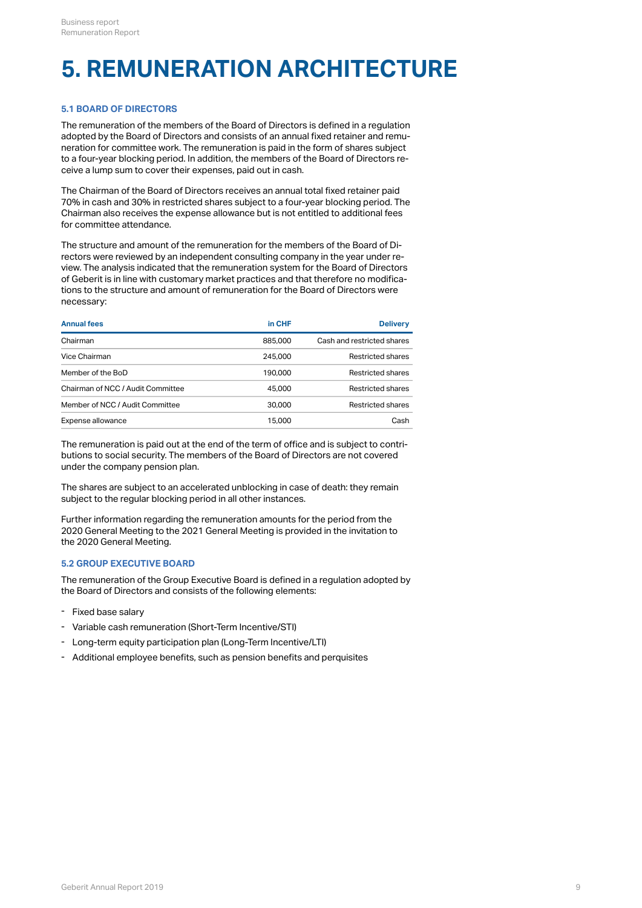# 5. REMUNERATION ARCHITECTURE

### 5.1 BOARD OF DIRECTORS

The remuneration of the members of the Board of Directors is defined in a regulation adopted by the Board of Directors and consists of an annual fixed retainer and remuneration for committee work. The remuneration is paid in the form of shares subject to a four-year blocking period. In addition, the members of the Board of Directors receive a lump sum to cover their expenses, paid out in cash.

The Chairman of the Board of Directors receives an annual total fixed retainer paid 70% in cash and 30% in restricted shares subject to a four-year blocking period. The Chairman also receives the expense allowance but is not entitled to additional fees for committee attendance.

The structure and amount of the remuneration for the members of the Board of Directors were reviewed by an independent consulting company in the year under review. The analysis indicated that the remuneration system for the Board of Directors of Geberit is in line with customary market practices and that therefore no modifications to the structure and amount of remuneration for the Board of Directors were necessary:

| Annual fees | in CHF | Delivery |
|---|---:|---:|
| Chairman | 885,000 | Cash and restricted shares |
| Vice Chairman | 245,000 | Restricted shares |
| Member of the BoD | 190,000 | Restricted shares |
| Chairman of NCC / Audit Committee | 45,000 | Restricted shares |
| Member of NCC / Audit Committee | 30,000 | Restricted shares |
| Expense allowance | 15,000 | Cash |

The remuneration is paid out at the end of the term of office and is subject to contributions to social security. The members of the Board of Directors are not covered under the company pension plan.

The shares are subject to an accelerated unblocking in case of death: they remain subject to the regular blocking period in all other instances.

Further information regarding the remuneration amounts for the period from the 2020 General Meeting to the 2021 General Meeting is provided in the invitation to the 2020 General Meeting.

### 5.2 GROUP EXECUTIVE BOARD

The remuneration of the Group Executive Board is defined in a regulation adopted by the Board of Directors and consists of the following elements:

- Fixed base salary
- Variable cash remuneration (Short-Term Incentive/STI)
- Long-term equity participation plan (Long-Term Incentive/LTI)
- Additional employee benefits, such as pension benefits and perquisites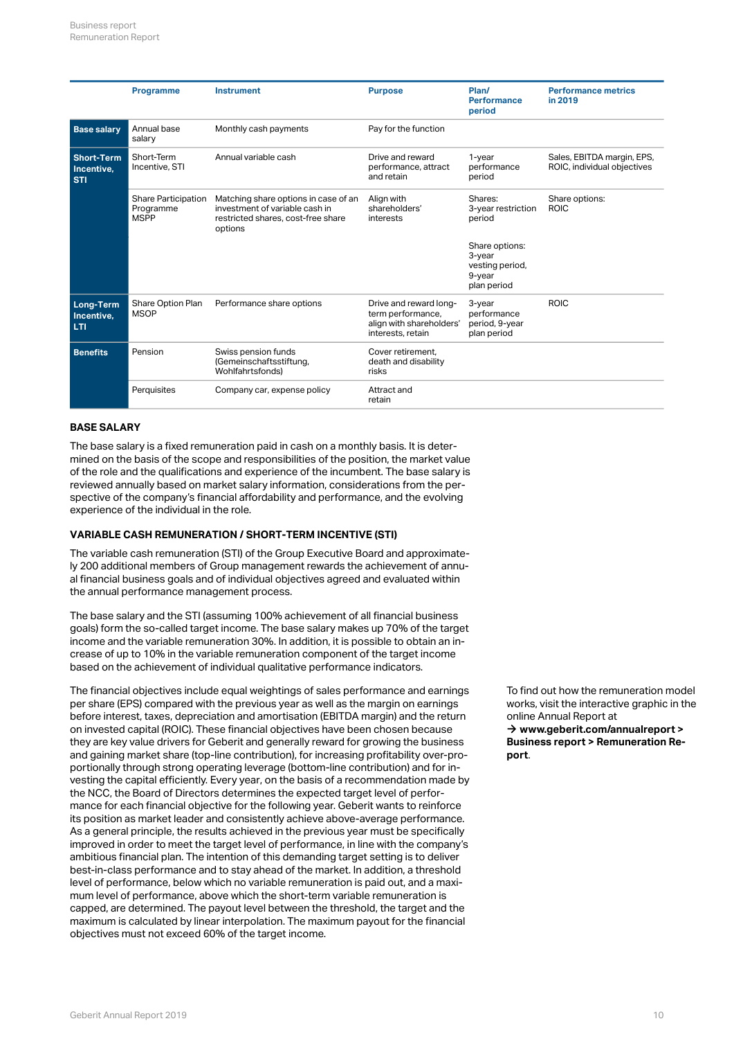| | Programme | Instrument | Purpose | Plan/ Performance period | Performance metrics in 2019 |
|---|---|---|---|---|---|
| **Base salary** | Annual base salary | Monthly cash payments | Pay for the function | | |
| **Short-Term Incentive, STI** | Short-Term Incentive, STI | Annual variable cash | Drive and reward performance, attract and retain | 1-year performance period | Sales, EBITDA margin, EPS, ROIC, individual objectives |
| | Share Participation Programme MSPP | Matching share options in case of an investment of variable cash in restricted shares, cost-free share options | Align with shareholders' interests | Shares: 3-year restriction period<br><br>Share options: 3-year vesting period, 9-year plan period | Share options: ROIC |
| **Long-Term Incentive, LTI** | Share Option Plan MSOP | Performance share options | Drive and reward long-term performance, align with shareholders' interests, retain | 3-year performance period, 9-year plan period | ROIC |
| **Benefits** | Pension | Swiss pension funds (Gemeinschaftsstiftung, Wohlfahrtsfonds) | Cover retirement, death and disability risks | | |
| | Perquisites | Company car, expense policy | Attract and retain | | |

### BASE SALARY

The base salary is a fixed remuneration paid in cash on a monthly basis. It is determined on the basis of the scope and responsibilities of the position, the market value of the role and the qualifications and experience of the incumbent. The base salary is reviewed annually based on market salary information, considerations from the perspective of the company's financial affordability and performance, and the evolving experience of the individual in the role.

### VARIABLE CASH REMUNERATION / SHORT-TERM INCENTIVE (STI)

The variable cash remuneration (STI) of the Group Executive Board and approximately 200 additional members of Group management rewards the achievement of annual financial business goals and of individual objectives agreed and evaluated within the annual performance management process.

The base salary and the STI (assuming 100% achievement of all financial business goals) form the so-called target income. The base salary makes up 70% of the target income and the variable remuneration 30%. In addition, it is possible to obtain an increase of up to 10% in the variable remuneration component of the target income based on the achievement of individual qualitative performance indicators.

The financial objectives include equal weightings of sales performance and earnings per share (EPS) compared with the previous year as well as the margin on earnings before interest, taxes, depreciation and amortisation (EBITDA margin) and the return on invested capital (ROIC). These financial objectives have been chosen because they are key value drivers for Geberit and generally reward for growing the business and gaining market share (top-line contribution), for increasing profitability over-proportionally through strong operating leverage (bottom-line contribution) and for investing the capital efficiently. Every year, on the basis of a recommendation made by the NCC, the Board of Directors determines the expected target level of performance for each financial objective for the following year. Geberit wants to reinforce its position as market leader and consistently achieve above-average performance. As a general principle, the results achieved in the previous year must be specifically improved in order to meet the target level of performance, in line with the company's ambitious financial plan. The intention of this demanding target setting is to deliver best-in-class performance and to stay ahead of the market. In addition, a threshold level of performance, below which no variable remuneration is paid out, and a maximum level of performance, above which the short-term variable remuneration is capped, are determined. The payout level between the threshold, the target and the maximum is calculated by linear interpolation. The maximum payout for the financial objectives must not exceed 60% of the target income.

To find out how the remuneration model works, visit the interactive graphic in the online Annual Report at
→ **www.geberit.com/annualreport > Business report > Remuneration Report**.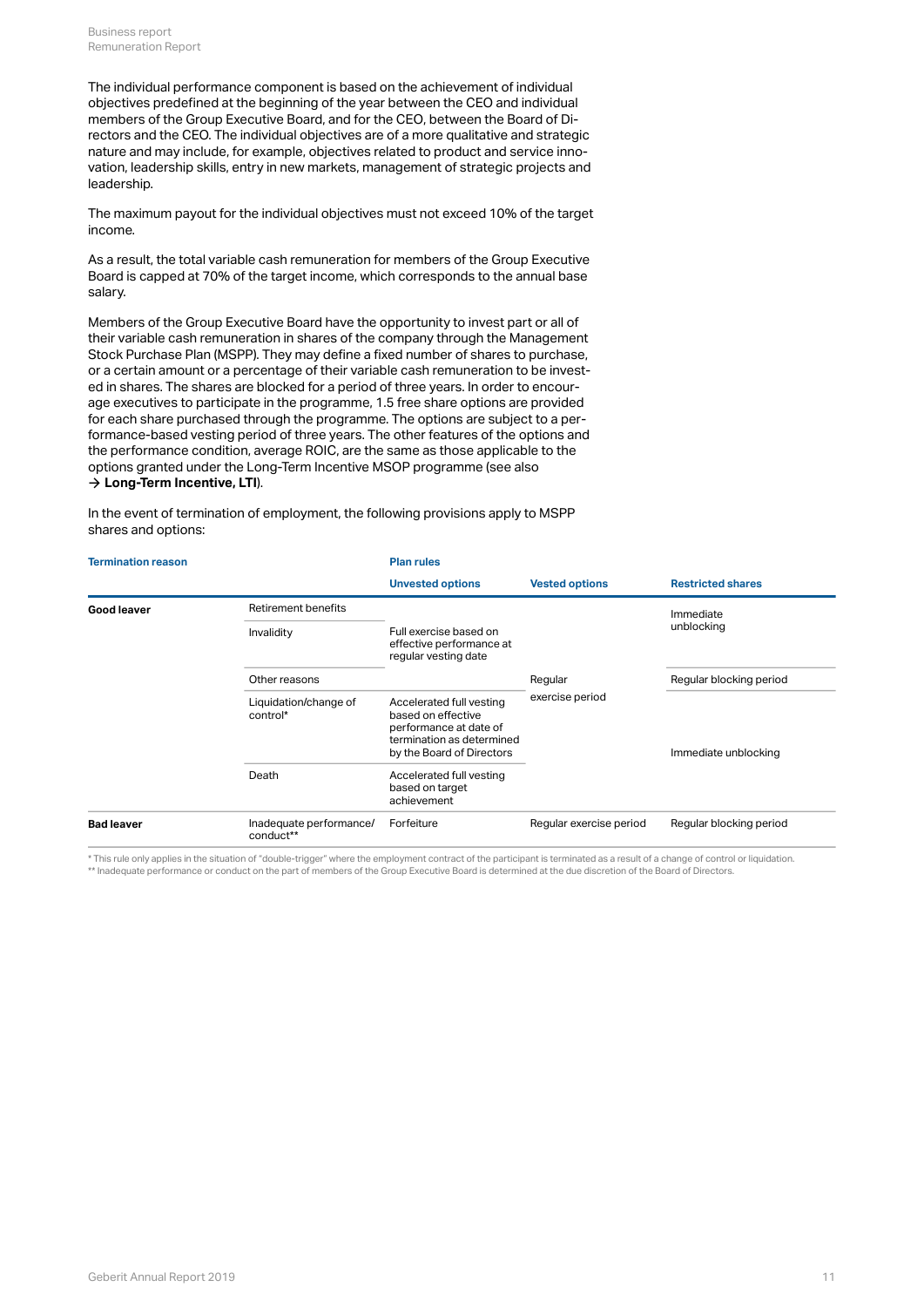The individual performance component is based on the achievement of individual objectives predefined at the beginning of the year between the CEO and individual members of the Group Executive Board, and for the CEO, between the Board of Directors and the CEO. The individual objectives are of a more qualitative and strategic nature and may include, for example, objectives related to product and service innovation, leadership skills, entry in new markets, management of strategic projects and leadership.

The maximum payout for the individual objectives must not exceed 10% of the target income.

As a result, the total variable cash remuneration for members of the Group Executive Board is capped at 70% of the target income, which corresponds to the annual base salary.

Members of the Group Executive Board have the opportunity to invest part or all of their variable cash remuneration in shares of the company through the Management Stock Purchase Plan (MSPP). They may define a fixed number of shares to purchase, or a certain amount or a percentage of their variable cash remuneration to be invested in shares. The shares are blocked for a period of three years. In order to encourage executives to participate in the programme, 1.5 free share options are provided for each share purchased through the programme. The options are subject to a performance-based vesting period of three years. The other features of the options and the performance condition, average ROIC, are the same as those applicable to the options granted under the Long-Term Incentive MSOP programme (see also → **Long-Term Incentive, LTI**).

In the event of termination of employment, the following provisions apply to MSPP shares and options:

| Termination reason | | Plan rules | | |
|---|---|---|---|---|
| | | Unvested options | Vested options | Restricted shares |
| **Good leaver** | Retirement benefits | Full exercise based on effective performance at regular vesting date | Regular exercise period | Immediate unblocking |
| | Invalidity | Full exercise based on effective performance at regular vesting date | Regular exercise period | Immediate unblocking |
| | Other reasons | Full exercise based on effective performance at regular vesting date | Regular exercise period | Regular blocking period |
| | Liquidation/change of control* | Accelerated full vesting based on effective performance at date of termination as determined by the Board of Directors | Regular exercise period | Immediate unblocking |
| | Death | Accelerated full vesting based on target achievement | Regular exercise period | Immediate unblocking |
| **Bad leaver** | Inadequate performance/ conduct** | Forfeiture | Regular exercise period | Regular blocking period |

\* This rule only applies in the situation of "double-trigger" where the employment contract of the participant is terminated as a result of a change of control or liquidation.
\** Inadequate performance or conduct on the part of members of the Group Executive Board is determined at the due discretion of the Board of Directors.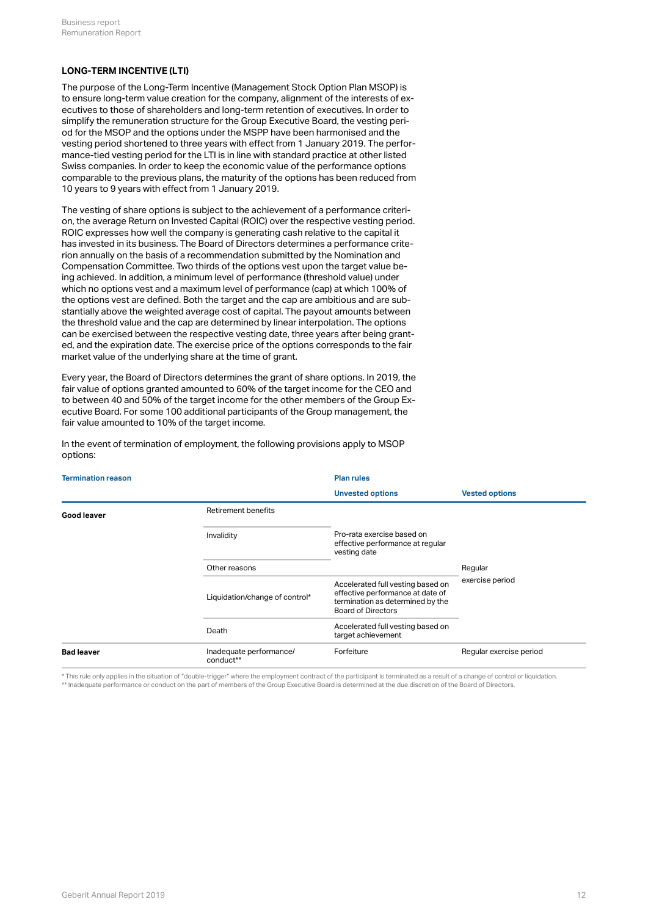### LONG-TERM INCENTIVE (LTI)

The purpose of the Long-Term Incentive (Management Stock Option Plan MSOP) is to ensure long-term value creation for the company, alignment of the interests of executives to those of shareholders and long-term retention of executives. In order to simplify the remuneration structure for the Group Executive Board, the vesting period for the MSOP and the options under the MSPP have been harmonised and the vesting period shortened to three years with effect from 1 January 2019. The performance-tied vesting period for the LTI is in line with standard practice at other listed Swiss companies. In order to keep the economic value of the performance options comparable to the previous plans, the maturity of the options has been reduced from 10 years to 9 years with effect from 1 January 2019.

The vesting of share options is subject to the achievement of a performance criterion, the average Return on Invested Capital (ROIC) over the respective vesting period. ROIC expresses how well the company is generating cash relative to the capital it has invested in its business. The Board of Directors determines a performance criterion annually on the basis of a recommendation submitted by the Nomination and Compensation Committee. Two thirds of the options vest upon the target value being achieved. In addition, a minimum level of performance (threshold value) under which no options vest and a maximum level of performance (cap) at which 100% of the options vest are defined. Both the target and the cap are ambitious and are substantially above the weighted average cost of capital. The payout amounts between the threshold value and the cap are determined by linear interpolation. The options can be exercised between the respective vesting date, three years after being granted, and the expiration date. The exercise price of the options corresponds to the fair market value of the underlying share at the time of grant.

Every year, the Board of Directors determines the grant of share options. In 2019, the fair value of options granted amounted to 60% of the target income for the CEO and to between 40 and 50% of the target income for the other members of the Group Executive Board. For some 100 additional participants of the Group management, the fair value amounted to 10% of the target income.

In the event of termination of employment, the following provisions apply to MSOP options:

| Termination reason | | Plan rules | |
|---|---|---|---|
| | | **Unvested options** | **Vested options** |
| **Good leaver** | Retirement benefits | Pro-rata exercise based on effective performance at regular vesting date | Regular exercise period |
| | Invalidity | | |
| | Other reasons | | |
| | Liquidation/change of control* | Accelerated full vesting based on effective performance at date of termination as determined by the Board of Directors | |
| | Death | Accelerated full vesting based on target achievement | |
| **Bad leaver** | Inadequate performance/ conduct** | Forfeiture | Regular exercise period |

\* This rule only applies in the situation of “double-trigger” where the employment contract of the participant is terminated as a result of a change of control or liquidation.
\*\* Inadequate performance or conduct on the part of members of the Group Executive Board is determined at the due discretion of the Board of Directors.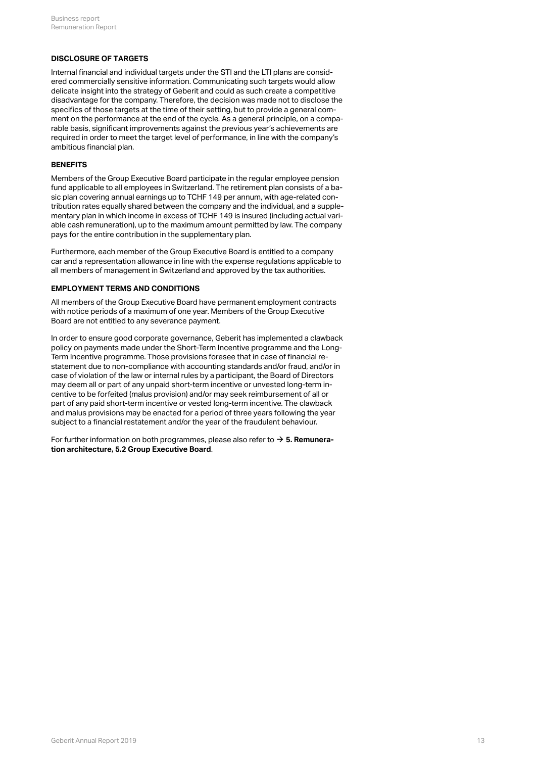## DISCLOSURE OF TARGETS

Internal financial and individual targets under the STI and the LTI plans are considered commercially sensitive information. Communicating such targets would allow delicate insight into the strategy of Geberit and could as such create a competitive disadvantage for the company. Therefore, the decision was made not to disclose the specifics of those targets at the time of their setting, but to provide a general comment on the performance at the end of the cycle. As a general principle, on a comparable basis, significant improvements against the previous year's achievements are required in order to meet the target level of performance, in line with the company's ambitious financial plan.

## BENEFITS

Members of the Group Executive Board participate in the regular employee pension fund applicable to all employees in Switzerland. The retirement plan consists of a basic plan covering annual earnings up to TCHF 149 per annum, with age-related contribution rates equally shared between the company and the individual, and a supplementary plan in which income in excess of TCHF 149 is insured (including actual variable cash remuneration), up to the maximum amount permitted by law. The company pays for the entire contribution in the supplementary plan.

Furthermore, each member of the Group Executive Board is entitled to a company car and a representation allowance in line with the expense regulations applicable to all members of management in Switzerland and approved by the tax authorities.

## EMPLOYMENT TERMS AND CONDITIONS

All members of the Group Executive Board have permanent employment contracts with notice periods of a maximum of one year. Members of the Group Executive Board are not entitled to any severance payment.

In order to ensure good corporate governance, Geberit has implemented a clawback policy on payments made under the Short-Term Incentive programme and the Long-Term Incentive programme. Those provisions foresee that in case of financial restatement due to non-compliance with accounting standards and/or fraud, and/or in case of violation of the law or internal rules by a participant, the Board of Directors may deem all or part of any unpaid short-term incentive or unvested long-term incentive to be forfeited (malus provision) and/or may seek reimbursement of all or part of any paid short-term incentive or vested long-term incentive. The clawback and malus provisions may be enacted for a period of three years following the year subject to a financial restatement and/or the year of the fraudulent behaviour.

For further information on both programmes, please also refer to → **5. Remuneration architecture, 5.2 Group Executive Board**.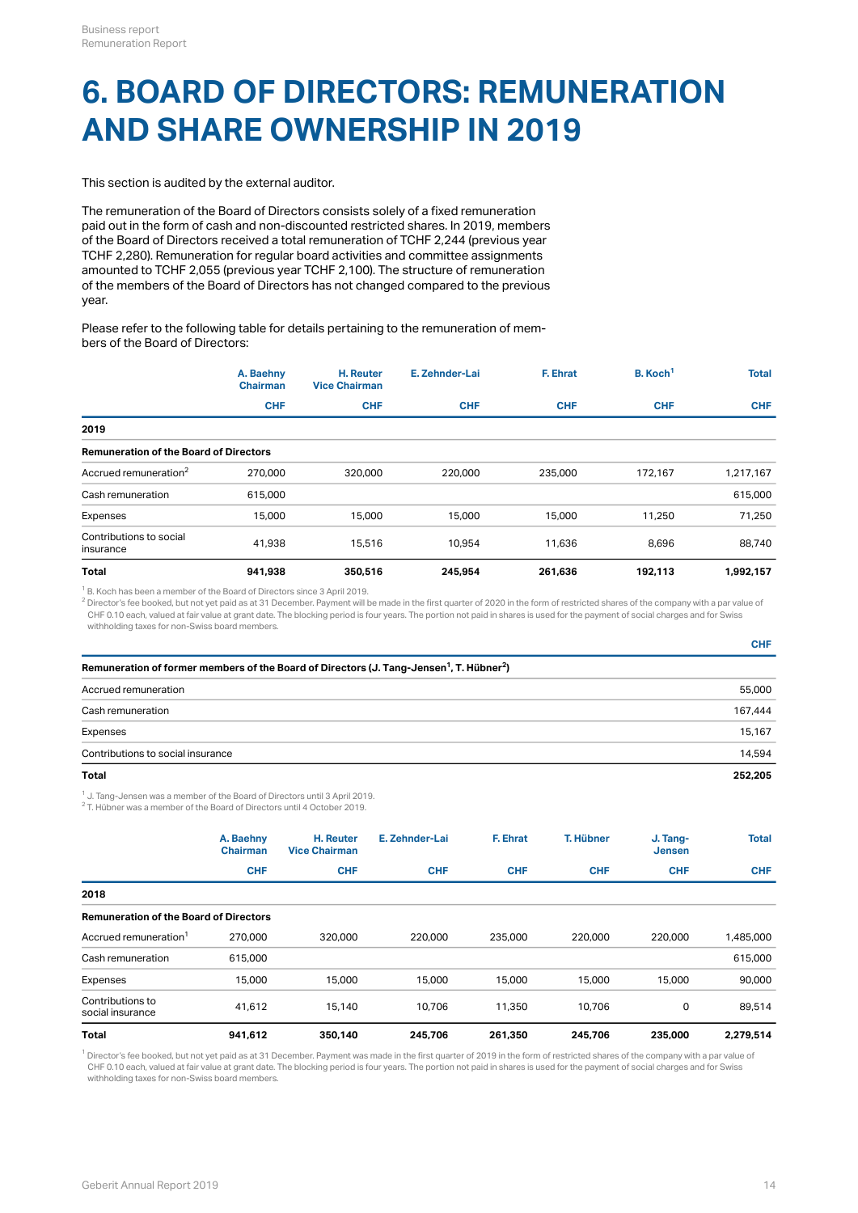# 6. BOARD OF DIRECTORS: REMUNERATION AND SHARE OWNERSHIP IN 2019

This section is audited by the external auditor.

The remuneration of the Board of Directors consists solely of a fixed remuneration paid out in the form of cash and non-discounted restricted shares. In 2019, members of the Board of Directors received a total remuneration of TCHF 2,244 (previous year TCHF 2,280). Remuneration for regular board activities and committee assignments amounted to TCHF 2,055 (previous year TCHF 2,100). The structure of remuneration of the members of the Board of Directors has not changed compared to the previous year.

Please refer to the following table for details pertaining to the remuneration of members of the Board of Directors:

| | A. Baehny Chairman | H. Reuter Vice Chairman | E. Zehnder-Lai | F. Ehrat | B. Koch[1] | Total |
|---|---|---|---|---|---|---|
| | CHF | CHF | CHF | CHF | CHF | CHF |
| **2019** | | | | | | |
| **Remuneration of the Board of Directors** | | | | | | |
| Accrued remuneration[2] | 270,000 | 320,000 | 220,000 | 235,000 | 172,167 | 1,217,167 |
| Cash remuneration | 615,000 | | | | | 615,000 |
| Expenses | 15,000 | 15,000 | 15,000 | 15,000 | 11,250 | 71,250 |
| Contributions to social insurance | 41,938 | 15,516 | 10,954 | 11,636 | 8,696 | 88,740 |
| **Total** | **941,938** | **350,516** | **245,954** | **261,636** | **192,113** | **1,992,157** |

[1] B. Koch has been a member of the Board of Directors since 3 April 2019.
[2] Director's fee booked, but not yet paid as at 31 December. Payment will be made in the first quarter of 2020 in the form of restricted shares of the company with a par value of CHF 0.10 each, valued at fair value at grant date. The blocking period is four years. The portion not paid in shares is used for the payment of social charges and for Swiss withholding taxes for non-Swiss board members.

| | CHF |
|---|---|
| **Remuneration of former members of the Board of Directors (J. Tang-Jensen[1], T. Hübner[2])** | |
| Accrued remuneration | 55,000 |
| Cash remuneration | 167,444 |
| Expenses | 15,167 |
| Contributions to social insurance | 14,594 |
| **Total** | **252,205** |

[1] J. Tang-Jensen was a member of the Board of Directors until 3 April 2019.
[2] T. Hübner was a member of the Board of Directors until 4 October 2019.

| | A. Baehny Chairman | H. Reuter Vice Chairman | E. Zehnder-Lai | F. Ehrat | T. Hübner | J. Tang-Jensen | Total |
|---|---|---|---|---|---|---|---|
| | CHF | CHF | CHF | CHF | CHF | CHF | CHF |
| **2018** | | | | | | | |
| **Remuneration of the Board of Directors** | | | | | | | |
| Accrued remuneration[1] | 270,000 | 320,000 | 220,000 | 235,000 | 220,000 | 220,000 | 1,485,000 |
| Cash remuneration | 615,000 | | | | | | 615,000 |
| Expenses | 15,000 | 15,000 | 15,000 | 15,000 | 15,000 | 15,000 | 90,000 |
| Contributions to social insurance | 41,612 | 15,140 | 10,706 | 11,350 | 10,706 | 0 | 89,514 |
| **Total** | **941,612** | **350,140** | **245,706** | **261,350** | **245,706** | **235,000** | **2,279,514** |

[1] Director's fee booked, but not yet paid as at 31 December. Payment was made in the first quarter of 2019 in the form of restricted shares of the company with a par value of CHF 0.10 each, valued at fair value at grant date. The blocking period is four years. The portion not paid in shares is used for the payment of social charges and for Swiss withholding taxes for non-Swiss board members.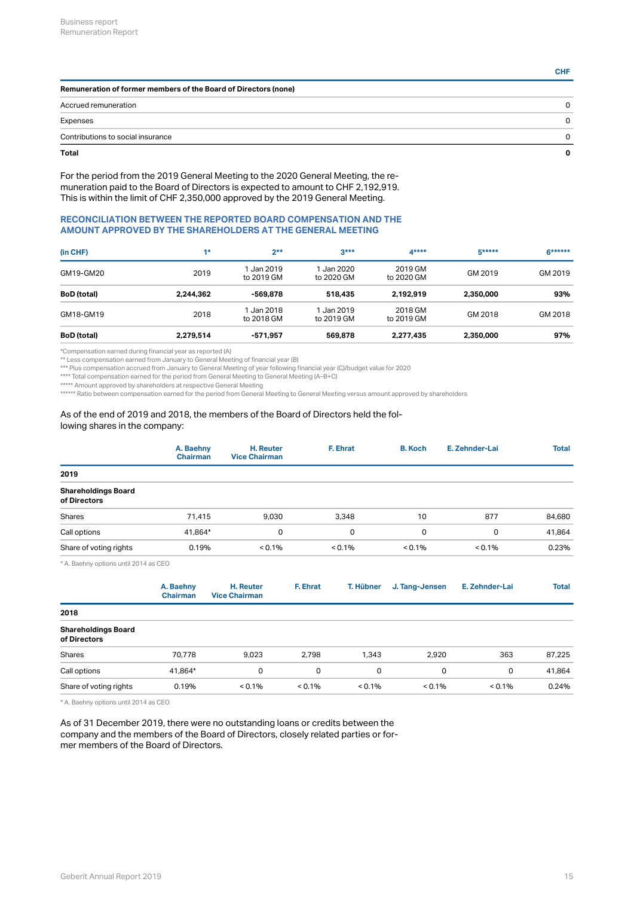| Remuneration of former members of the Board of Directors (none) | CHF |
|---|---|
| Accrued remuneration | 0 |
| Expenses | 0 |
| Contributions to social insurance | 0 |
| **Total** | **0** |

For the period from the 2019 General Meeting to the 2020 General Meeting, the remuneration paid to the Board of Directors is expected to amount to CHF 2,192,919. This is within the limit of CHF 2,350,000 approved by the 2019 General Meeting.

## RECONCILIATION BETWEEN THE REPORTED BOARD COMPENSATION AND THE AMOUNT APPROVED BY THE SHAREHOLDERS AT THE GENERAL MEETING

| (in CHF) | 1* | 2** | 3*** | 4**** | 5***** | 6****** |
|---|---|---|---|---|---|---|
| GM19-GM20 | 2019 | 1 Jan 2019 to 2019 GM | 1 Jan 2020 to 2020 GM | 2019 GM to 2020 GM | GM 2019 | GM 2019 |
| **BoD (total)** | **2,244,362** | **-569,878** | **518,435** | **2,192,919** | **2,350,000** | **93%** |
| GM18-GM19 | 2018 | 1 Jan 2018 to 2018 GM | 1 Jan 2019 to 2019 GM | 2018 GM to 2019 GM | GM 2018 | GM 2018 |
| **BoD (total)** | **2,279,514** | **-571,957** | **569,878** | **2,277,435** | **2,350,000** | **97%** |

*Compensation earned during financial year as reported (A)
** Less compensation earned from January to General Meeting of financial year (B)
*** Plus compensation accrued from January to General Meeting of year following financial year (C)/budget value for 2020
**** Total compensation earned for the period from General Meeting to General Meeting (A–B+C)
***** Amount approved by shareholders at respective General Meeting
****** Ratio between compensation earned for the period from General Meeting to General Meeting versus amount approved by shareholders

As of the end of 2019 and 2018, the members of the Board of Directors held the following shares in the company:

| | A. Baehny Chairman | H. Reuter Vice Chairman | F. Ehrat | B. Koch | E. Zehnder-Lai | Total |
|---|---|---|---|---|---|---|
| **2019** | | | | | | |
| **Shareholdings Board of Directors** | | | | | | |
| Shares | 71,415 | 9,030 | 3,348 | 10 | 877 | 84,680 |
| Call options | 41,864* | 0 | 0 | 0 | 0 | 41,864 |
| Share of voting rights | 0.19% | < 0.1% | < 0.1% | < 0.1% | < 0.1% | 0.23% |

* A. Baehny options until 2014 as CEO

| | A. Baehny Chairman | H. Reuter Vice Chairman | F. Ehrat | T. Hübner | J. Tang-Jensen | E. Zehnder-Lai | Total |
|---|---|---|---|---|---|---|---|
| **2018** | | | | | | | |
| **Shareholdings Board of Directors** | | | | | | | |
| Shares | 70,778 | 9,023 | 2,798 | 1,343 | 2,920 | 363 | 87,225 |
| Call options | 41,864* | 0 | 0 | 0 | 0 | 0 | 41,864 |
| Share of voting rights | 0.19% | < 0.1% | < 0.1% | < 0.1% | < 0.1% | < 0.1% | 0.24% |

* A. Baehny options until 2014 as CEO

As of 31 December 2019, there were no outstanding loans or credits between the company and the members of the Board of Directors, closely related parties or former members of the Board of Directors.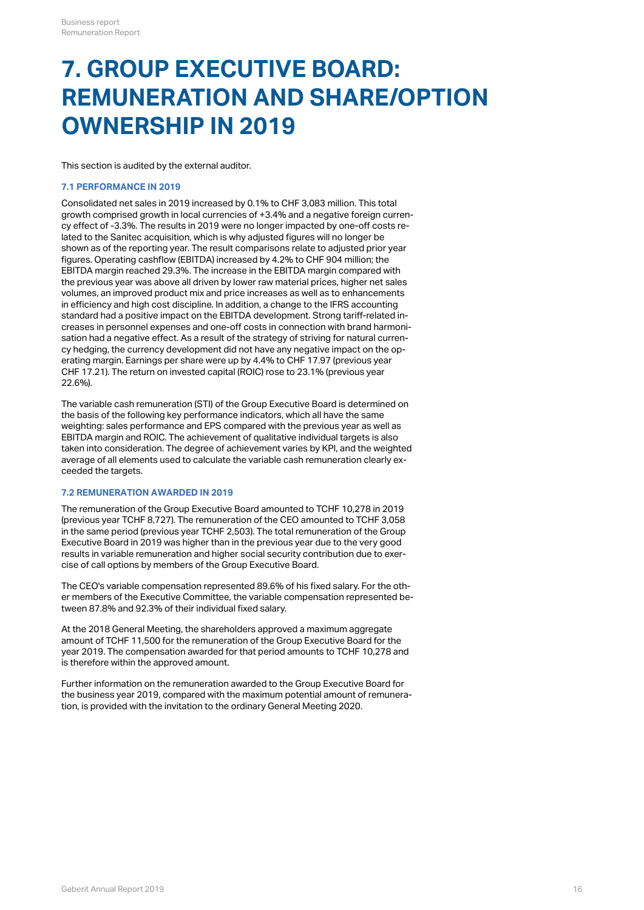# 7. GROUP EXECUTIVE BOARD: REMUNERATION AND SHARE/OPTION OWNERSHIP IN 2019

This section is audited by the external auditor.

### 7.1 PERFORMANCE IN 2019

Consolidated net sales in 2019 increased by 0.1% to CHF 3,083 million. This total growth comprised growth in local currencies of +3.4% and a negative foreign currency effect of -3.3%. The results in 2019 were no longer impacted by one-off costs related to the Sanitec acquisition, which is why adjusted figures will no longer be shown as of the reporting year. The result comparisons relate to adjusted prior year figures. Operating cashflow (EBITDA) increased by 4.2% to CHF 904 million; the EBITDA margin reached 29.3%. The increase in the EBITDA margin compared with the previous year was above all driven by lower raw material prices, higher net sales volumes, an improved product mix and price increases as well as to enhancements in efficiency and high cost discipline. In addition, a change to the IFRS accounting standard had a positive impact on the EBITDA development. Strong tariff-related increases in personnel expenses and one-off costs in connection with brand harmonisation had a negative effect. As a result of the strategy of striving for natural currency hedging, the currency development did not have any negative impact on the operating margin. Earnings per share were up by 4.4% to CHF 17.97 (previous year CHF 17.21). The return on invested capital (ROIC) rose to 23.1% (previous year 22.6%).

The variable cash remuneration (STI) of the Group Executive Board is determined on the basis of the following key performance indicators, which all have the same weighting: sales performance and EPS compared with the previous year as well as EBITDA margin and ROIC. The achievement of qualitative individual targets is also taken into consideration. The degree of achievement varies by KPI, and the weighted average of all elements used to calculate the variable cash remuneration clearly exceeded the targets.

### 7.2 REMUNERATION AWARDED IN 2019

The remuneration of the Group Executive Board amounted to TCHF 10,278 in 2019 (previous year TCHF 8,727). The remuneration of the CEO amounted to TCHF 3,058 in the same period (previous year TCHF 2,503). The total remuneration of the Group Executive Board in 2019 was higher than in the previous year due to the very good results in variable remuneration and higher social security contribution due to exercise of call options by members of the Group Executive Board.

The CEO's variable compensation represented 89.6% of his fixed salary. For the other members of the Executive Committee, the variable compensation represented between 87.8% and 92.3% of their individual fixed salary.

At the 2018 General Meeting, the shareholders approved a maximum aggregate amount of TCHF 11,500 for the remuneration of the Group Executive Board for the year 2019. The compensation awarded for that period amounts to TCHF 10,278 and is therefore within the approved amount.

Further information on the remuneration awarded to the Group Executive Board for the business year 2019, compared with the maximum potential amount of remuneration, is provided with the invitation to the ordinary General Meeting 2020.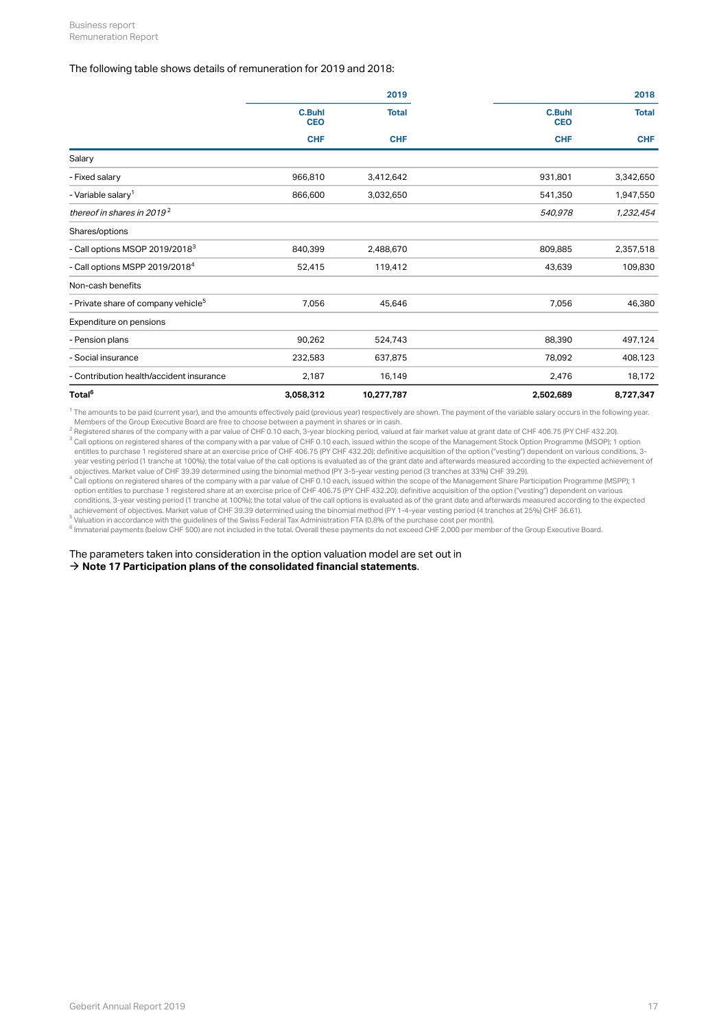The following table shows details of remuneration for 2019 and 2018:

| | 2019 | | 2018 | |
|---|---|---|---|---|
| | C.Buhl CEO | Total | C.Buhl CEO | Total |
| | CHF | CHF | CHF | CHF |
| Salary | | | | |
| - Fixed salary | 966,810 | 3,412,642 | 931,801 | 3,342,650 |
| - Variable salary[1] | 866,600 | 3,032,650 | 541,350 | 1,947,550 |
| *thereof in shares in 2019*[2] | | | *540,978* | *1,232,454* |
| Shares/options | | | | |
| - Call options MSOP 2019/2018[3] | 840,399 | 2,488,670 | 809,885 | 2,357,518 |
| - Call options MSPP 2019/2018[4] | 52,415 | 119,412 | 43,639 | 109,830 |
| Non-cash benefits | | | | |
| - Private share of company vehicle[5] | 7,056 | 45,646 | 7,056 | 46,380 |
| Expenditure on pensions | | | | |
| - Pension plans | 90,262 | 524,743 | 88,390 | 497,124 |
| - Social insurance | 232,583 | 637,875 | 78,092 | 408,123 |
| - Contribution health/accident insurance | 2,187 | 16,149 | 2,476 | 18,172 |
| **Total[6]** | **3,058,312** | **10,277,787** | **2,502,689** | **8,727,347** |

[1] The amounts to be paid (current year), and the amounts effectively paid (previous year) respectively are shown. The payment of the variable salary occurs in the following year. Members of the Group Executive Board are free to choose between a payment in shares or in cash.
[2] Registered shares of the company with a par value of CHF 0.10 each, 3-year blocking period, valued at fair market value at grant date of CHF 406.75 (PY CHF 432.20).
[3] Call options on registered shares of the company with a par value of CHF 0.10 each, issued within the scope of the Management Stock Option Programme (MSOP); 1 option entitles to purchase 1 registered share at an exercise price of CHF 406.75 (PY CHF 432.20); definitive acquisition of the option ("vesting") dependent on various conditions, 3-year vesting period (1 tranche at 100%); the total value of the call options is evaluated as of the grant date and afterwards measured according to the expected achievement of objectives. Market value of CHF 39.39 determined using the binomial method (PY 3-5-year vesting period (3 tranches at 33%) CHF 39.29).
[4] Call options on registered shares of the company with a par value of CHF 0.10 each, issued within the scope of the Management Share Participation Programme (MSPP); 1 option entitles to purchase 1 registered share at an exercise price of CHF 406.75 (PY CHF 432.20); definitive acquisition of the option ("vesting") dependent on various conditions, 3-year vesting period (1 tranche at 100%); the total value of the call options is evaluated as of the grant date and afterwards measured according to the expected achievement of objectives. Market value of CHF 39.39 determined using the binomial method (PY 1-4-year vesting period (4 tranches at 25%) CHF 36.61).
[5] Valuation in accordance with the guidelines of the Swiss Federal Tax Administration FTA (0.8% of the purchase cost per month).
[6] Immaterial payments (below CHF 500) are not included in the total. Overall these payments do not exceed CHF 2,000 per member of the Group Executive Board.

The parameters taken into consideration in the option valuation model are set out in
→ **Note 17 Participation plans of the consolidated financial statements**.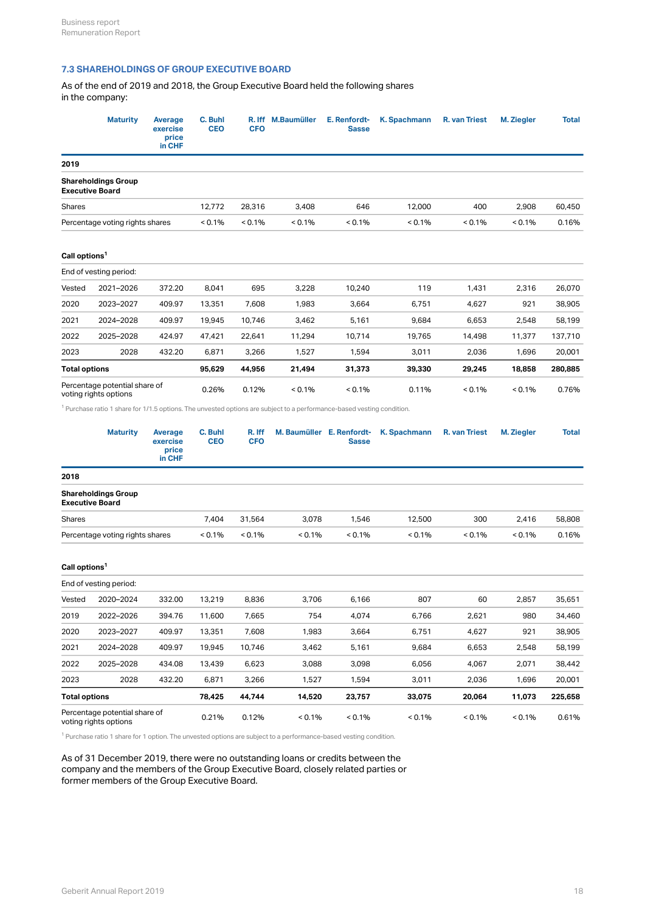## 7.3 SHAREHOLDINGS OF GROUP EXECUTIVE BOARD

As of the end of 2019 and 2018, the Group Executive Board held the following shares in the company:

| | Maturity | Average exercise price in CHF | C. Buhl CEO | R. Iff CFO | M.Baumüller | E. Renfordt-Sasse | K. Spachmann | R. van Triest | M. Ziegler | Total |
|---|---|---|---|---|---|---|---|---|---|---|
| **2019** | | | | | | | | | | |
| **Shareholdings Group Executive Board** | | | | | | | | | | |
| Shares | | | 12,772 | 28,316 | 3,408 | 646 | 12,000 | 400 | 2,908 | 60,450 |
| Percentage voting rights shares | | | < 0.1% | < 0.1% | < 0.1% | < 0.1% | < 0.1% | < 0.1% | < 0.1% | 0.16% |
| **Call options[1]** | | | | | | | | | | |
| End of vesting period: | | | | | | | | | | |
| Vested | 2021–2026 | 372.20 | 8,041 | 695 | 3,228 | 10,240 | 119 | 1,431 | 2,316 | 26,070 |
| 2020 | 2023–2027 | 409.97 | 13,351 | 7,608 | 1,983 | 3,664 | 6,751 | 4,627 | 921 | 38,905 |
| 2021 | 2024–2028 | 409.97 | 19,945 | 10,746 | 3,462 | 5,161 | 9,684 | 6,653 | 2,548 | 58,199 |
| 2022 | 2025–2028 | 424.97 | 47,421 | 22,641 | 11,294 | 10,714 | 19,765 | 14,498 | 11,377 | 137,710 |
| 2023 | 2028 | 432.20 | 6,871 | 3,266 | 1,527 | 1,594 | 3,011 | 2,036 | 1,696 | 20,001 |
| **Total options** | | | **95,629** | **44,956** | **21,494** | **31,373** | **39,330** | **29,245** | **18,858** | **280,885** |
| Percentage potential share of voting rights options | | | 0.26% | 0.12% | < 0.1% | < 0.1% | 0.11% | < 0.1% | < 0.1% | 0.76% |

[1] Purchase ratio 1 share for 1/1.5 options. The unvested options are subject to a performance-based vesting condition.

| | Maturity | Average exercise price in CHF | C. Buhl CEO | R. Iff CFO | M. Baumüller | E. Renfordt-Sasse | K. Spachmann | R. van Triest | M. Ziegler | Total |
|---|---|---|---|---|---|---|---|---|---|---|
| **2018** | | | | | | | | | | |
| **Shareholdings Group Executive Board** | | | | | | | | | | |
| Shares | | | 7,404 | 31,564 | 3,078 | 1,546 | 12,500 | 300 | 2,416 | 58,808 |
| Percentage voting rights shares | | | < 0.1% | < 0.1% | < 0.1% | < 0.1% | < 0.1% | < 0.1% | < 0.1% | 0.16% |
| **Call options[1]** | | | | | | | | | | |
| End of vesting period: | | | | | | | | | | |
| Vested | 2020–2024 | 332.00 | 13,219 | 8,836 | 3,706 | 6,166 | 807 | 60 | 2,857 | 35,651 |
| 2019 | 2022–2026 | 394.76 | 11,600 | 7,665 | 754 | 4,074 | 6,766 | 2,621 | 980 | 34,460 |
| 2020 | 2023–2027 | 409.97 | 13,351 | 7,608 | 1,983 | 3,664 | 6,751 | 4,627 | 921 | 38,905 |
| 2021 | 2024–2028 | 409.97 | 19,945 | 10,746 | 3,462 | 5,161 | 9,684 | 6,653 | 2,548 | 58,199 |
| 2022 | 2025–2028 | 434.08 | 13,439 | 6,623 | 3,088 | 3,098 | 6,056 | 4,067 | 2,071 | 38,442 |
| 2023 | 2028 | 432.20 | 6,871 | 3,266 | 1,527 | 1,594 | 3,011 | 2,036 | 1,696 | 20,001 |
| **Total options** | | | **78,425** | **44,744** | **14,520** | **23,757** | **33,075** | **20,064** | **11,073** | **225,658** |
| Percentage potential share of voting rights options | | | 0.21% | 0.12% | < 0.1% | < 0.1% | < 0.1% | < 0.1% | < 0.1% | 0.61% |

[1] Purchase ratio 1 share for 1 option. The unvested options are subject to a performance-based vesting condition.

As of 31 December 2019, there were no outstanding loans or credits between the company and the members of the Group Executive Board, closely related parties or former members of the Group Executive Board.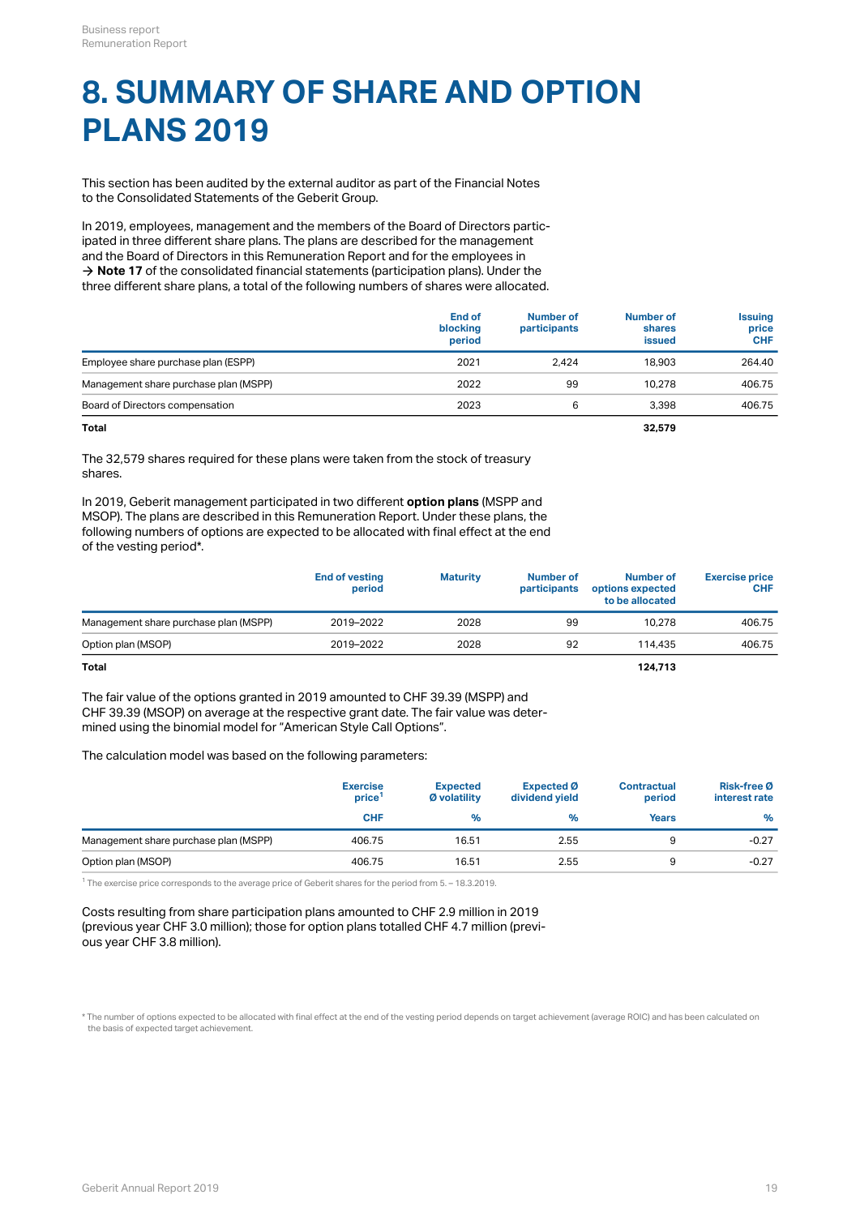# 8. SUMMARY OF SHARE AND OPTION PLANS 2019

This section has been audited by the external auditor as part of the Financial Notes to the Consolidated Statements of the Geberit Group.

In 2019, employees, management and the members of the Board of Directors participated in three different share plans. The plans are described for the management and the Board of Directors in this Remuneration Report and for the employees in → **Note 17** of the consolidated financial statements (participation plans). Under the three different share plans, a total of the following numbers of shares were allocated.

| | End of blocking period | Number of participants | Number of shares issued | Issuing price CHF |
|---|---|---|---|---|
| Employee share purchase plan (ESPP) | 2021 | 2,424 | 18,903 | 264.40 |
| Management share purchase plan (MSPP) | 2022 | 99 | 10,278 | 406.75 |
| Board of Directors compensation | 2023 | 6 | 3,398 | 406.75 |
| **Total** | | | **32,579** | |

The 32,579 shares required for these plans were taken from the stock of treasury shares.

In 2019, Geberit management participated in two different **option plans** (MSPP and MSOP). The plans are described in this Remuneration Report. Under these plans, the following numbers of options are expected to be allocated with final effect at the end of the vesting period*.

| | End of vesting period | Maturity | Number of participants | Number of options expected to be allocated | Exercise price CHF |
|---|---|---|---|---|---|
| Management share purchase plan (MSPP) | 2019–2022 | 2028 | 99 | 10,278 | 406.75 |
| Option plan (MSOP) | 2019–2022 | 2028 | 92 | 114,435 | 406.75 |
| **Total** | | | | **124,713** | |

The fair value of the options granted in 2019 amounted to CHF 39.39 (MSPP) and CHF 39.39 (MSOP) on average at the respective grant date. The fair value was determined using the binomial model for "American Style Call Options".

The calculation model was based on the following parameters:

| | Exercise price[1] | Expected Ø volatility | Expected Ø dividend yield | Contractual period | Risk-free Ø interest rate |
|---|---|---|---|---|---|
| | CHF | % | % | Years | % |
| Management share purchase plan (MSPP) | 406.75 | 16.51 | 2.55 | 9 | -0.27 |
| Option plan (MSOP) | 406.75 | 16.51 | 2.55 | 9 | -0.27 |

[1] The exercise price corresponds to the average price of Geberit shares for the period from 5. – 18.3.2019.

Costs resulting from share participation plans amounted to CHF 2.9 million in 2019 (previous year CHF 3.0 million); those for option plans totalled CHF 4.7 million (previous year CHF 3.8 million).

* The number of options expected to be allocated with final effect at the end of the vesting period depends on target achievement (average ROIC) and has been calculated on the basis of expected target achievement.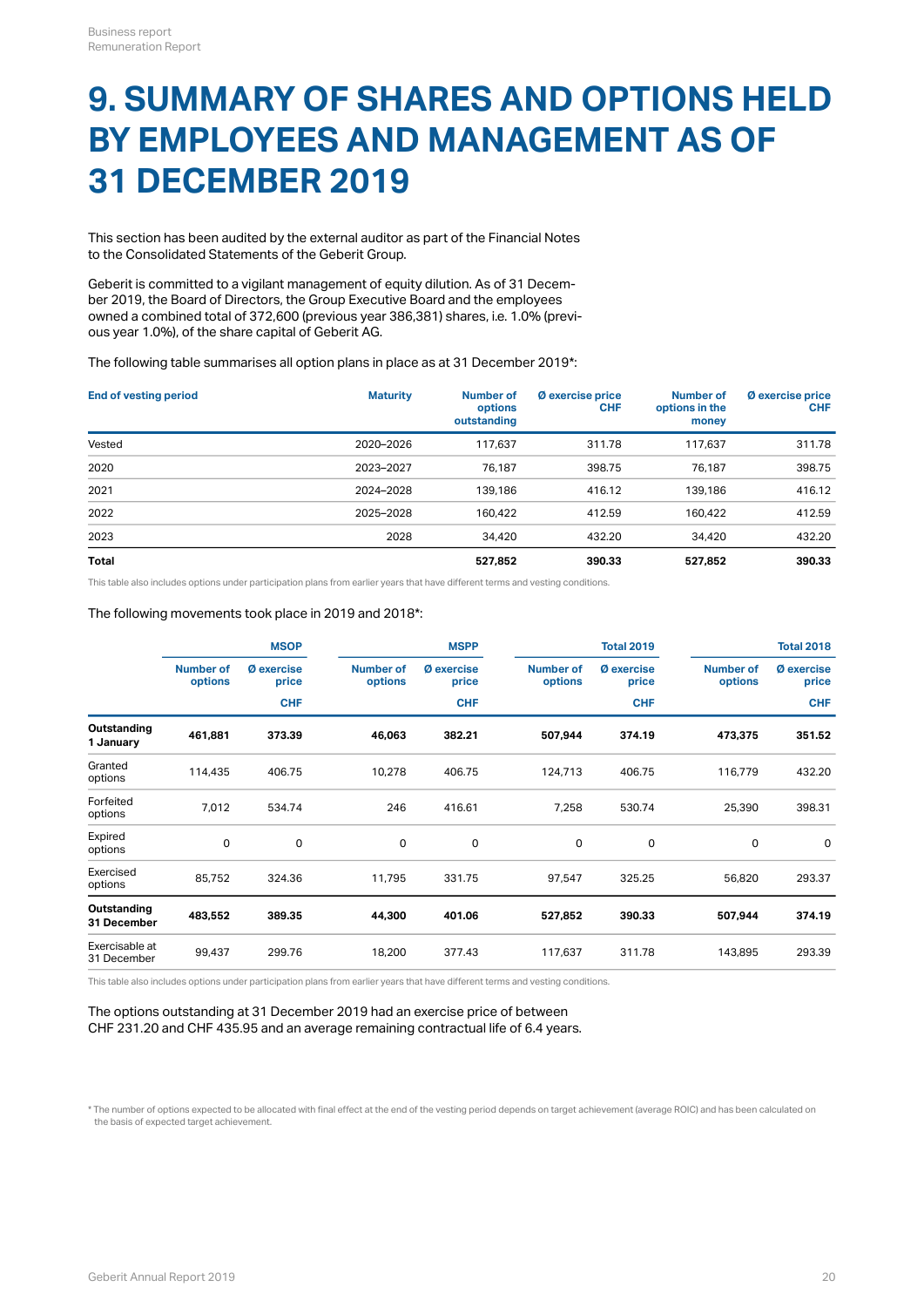# 9. SUMMARY OF SHARES AND OPTIONS HELD BY EMPLOYEES AND MANAGEMENT AS OF 31 DECEMBER 2019

This section has been audited by the external auditor as part of the Financial Notes to the Consolidated Statements of the Geberit Group.

Geberit is committed to a vigilant management of equity dilution. As of 31 December 2019, the Board of Directors, the Group Executive Board and the employees owned a combined total of 372,600 (previous year 386,381) shares, i.e. 1.0% (previous year 1.0%), of the share capital of Geberit AG.

The following table summarises all option plans in place as at 31 December 2019*:

| End of vesting period | Maturity | Number of options outstanding | Ø exercise price CHF | Number of options in the money | Ø exercise price CHF |
|---|---|---|---|---|---|
| Vested | 2020–2026 | 117,637 | 311.78 | 117,637 | 311.78 |
| 2020 | 2023–2027 | 76,187 | 398.75 | 76,187 | 398.75 |
| 2021 | 2024–2028 | 139,186 | 416.12 | 139,186 | 416.12 |
| 2022 | 2025–2028 | 160,422 | 412.59 | 160,422 | 412.59 |
| 2023 | 2028 | 34,420 | 432.20 | 34,420 | 432.20 |
| **Total** | | **527,852** | **390.33** | **527,852** | **390.33** |

This table also includes options under participation plans from earlier years that have different terms and vesting conditions.

The following movements took place in 2019 and 2018*:

| | MSOP | | MSPP | | Total 2019 | | Total 2018 | |
|---|---|---|---|---|---|---|---|---|
| | Number of options | Ø exercise price CHF | Number of options | Ø exercise price CHF | Number of options | Ø exercise price CHF | Number of options | Ø exercise price CHF |
| **Outstanding 1 January** | **461,881** | **373.39** | **46,063** | **382.21** | **507,944** | **374.19** | **473,375** | **351.52** |
| Granted options | 114,435 | 406.75 | 10,278 | 406.75 | 124,713 | 406.75 | 116,779 | 432.20 |
| Forfeited options | 7,012 | 534.74 | 246 | 416.61 | 7,258 | 530.74 | 25,390 | 398.31 |
| Expired options | 0 | 0 | 0 | 0 | 0 | 0 | 0 | 0 |
| Exercised options | 85,752 | 324.36 | 11,795 | 331.75 | 97,547 | 325.25 | 56,820 | 293.37 |
| **Outstanding 31 December** | **483,552** | **389.35** | **44,300** | **401.06** | **527,852** | **390.33** | **507,944** | **374.19** |
| Exercisable at 31 December | 99,437 | 299.76 | 18,200 | 377.43 | 117,637 | 311.78 | 143,895 | 293.39 |

This table also includes options under participation plans from earlier years that have different terms and vesting conditions.

The options outstanding at 31 December 2019 had an exercise price of between CHF 231.20 and CHF 435.95 and an average remaining contractual life of 6.4 years.

\* The number of options expected to be allocated with final effect at the end of the vesting period depends on target achievement (average ROIC) and has been calculated on the basis of expected target achievement.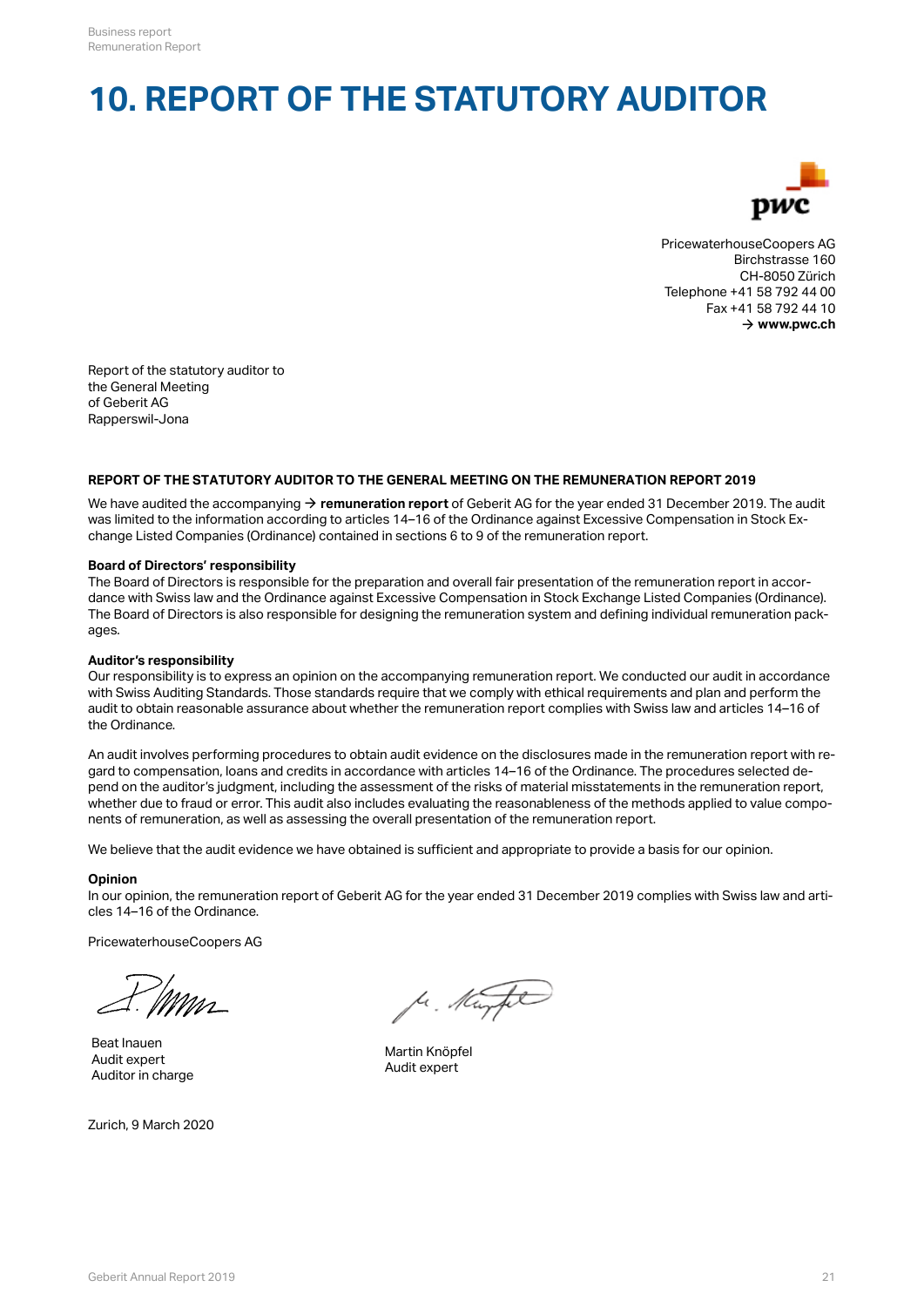# 10. REPORT OF THE STATUTORY AUDITOR

PricewaterhouseCoopers AG
Birchstrasse 160
CH-8050 Zürich
Telephone +41 58 792 44 00
Fax +41 58 792 44 10
→ **www.pwc.ch**

Report of the statutory auditor to
the General Meeting
of Geberit AG
Rapperswil-Jona

**REPORT OF THE STATUTORY AUDITOR TO THE GENERAL MEETING ON THE REMUNERATION REPORT 2019**

We have audited the accompanying → **remuneration report** of Geberit AG for the year ended 31 December 2019. The audit was limited to the information according to articles 14–16 of the Ordinance against Excessive Compensation in Stock Exchange Listed Companies (Ordinance) contained in sections 6 to 9 of the remuneration report.

**Board of Directors' responsibility**
The Board of Directors is responsible for the preparation and overall fair presentation of the remuneration report in accordance with Swiss law and the Ordinance against Excessive Compensation in Stock Exchange Listed Companies (Ordinance). The Board of Directors is also responsible for designing the remuneration system and defining individual remuneration packages.

**Auditor's responsibility**
Our responsibility is to express an opinion on the accompanying remuneration report. We conducted our audit in accordance with Swiss Auditing Standards. Those standards require that we comply with ethical requirements and plan and perform the audit to obtain reasonable assurance about whether the remuneration report complies with Swiss law and articles 14–16 of the Ordinance.

An audit involves performing procedures to obtain audit evidence on the disclosures made in the remuneration report with regard to compensation, loans and credits in accordance with articles 14–16 of the Ordinance. The procedures selected depend on the auditor's judgment, including the assessment of the risks of material misstatements in the remuneration report, whether due to fraud or error. This audit also includes evaluating the reasonableness of the methods applied to value components of remuneration, as well as assessing the overall presentation of the remuneration report.

We believe that the audit evidence we have obtained is sufficient and appropriate to provide a basis for our opinion.

**Opinion**
In our opinion, the remuneration report of Geberit AG for the year ended 31 December 2019 complies with Swiss law and articles 14–16 of the Ordinance.

PricewaterhouseCoopers AG

Beat Inauen
Audit expert
Auditor in charge

Martin Knöpfel
Audit expert

Zurich, 9 March 2020